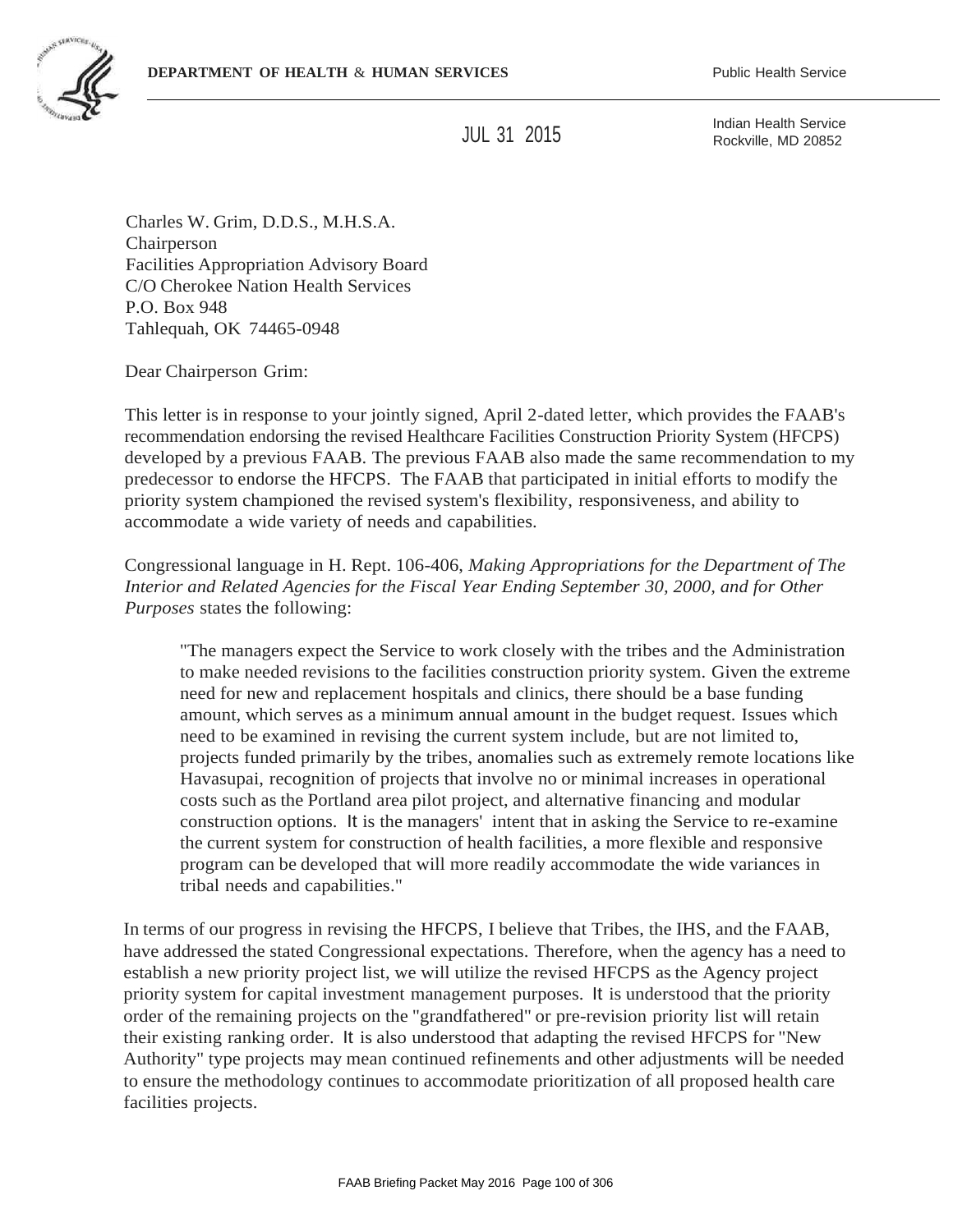**DEPARTMENT OF HEALTH & HUMAN SERVICES** Public Health Service

JUL 31 2015

Indian Health Service
Rockville, MD 20852

Charles W. Grim, D.D.S., M.H.S.A.
Chairperson
Facilities Appropriation Advisory Board
C/O Cherokee Nation Health Services
P.O. Box 948
Tahlequah, OK 74465-0948

Dear Chairperson Grim:

This letter is in response to your jointly signed, April 2-dated letter, which provides the FAAB's recommendation endorsing the revised Healthcare Facilities Construction Priority System (HFCPS) developed by a previous FAAB. The previous FAAB also made the same recommendation to my predecessor to endorse the HFCPS. The FAAB that participated in initial efforts to modify the priority system championed the revised system's flexibility, responsiveness, and ability to accommodate a wide variety of needs and capabilities.

Congressional language in H. Rept. 106-406, *Making Appropriations for the Department of The Interior and Related Agencies for the Fiscal Year Ending September 30, 2000, and for Other Purposes* states the following:

> "The managers expect the Service to work closely with the tribes and the Administration to make needed revisions to the facilities construction priority system. Given the extreme need for new and replacement hospitals and clinics, there should be a base funding amount, which serves as a minimum annual amount in the budget request. Issues which need to be examined in revising the current system include, but are not limited to, projects funded primarily by the tribes, anomalies such as extremely remote locations like Havasupai, recognition of projects that involve no or minimal increases in operational costs such as the Portland area pilot project, and alternative financing and modular construction options. It is the managers' intent that in asking the Service to re-examine the current system for construction of health facilities, a more flexible and responsive program can be developed that will more readily accommodate the wide variances in tribal needs and capabilities."

In terms of our progress in revising the HFCPS, I believe that Tribes, the IHS, and the FAAB, have addressed the stated Congressional expectations. Therefore, when the agency has a need to establish a new priority project list, we will utilize the revised HFCPS as the Agency project priority system for capital investment management purposes. It is understood that the priority order of the remaining projects on the "grandfathered" or pre-revision priority list will retain their existing ranking order. It is also understood that adapting the revised HFCPS for "New Authority" type projects may mean continued refinements and other adjustments will be needed to ensure the methodology continues to accommodate prioritization of all proposed health care facilities projects.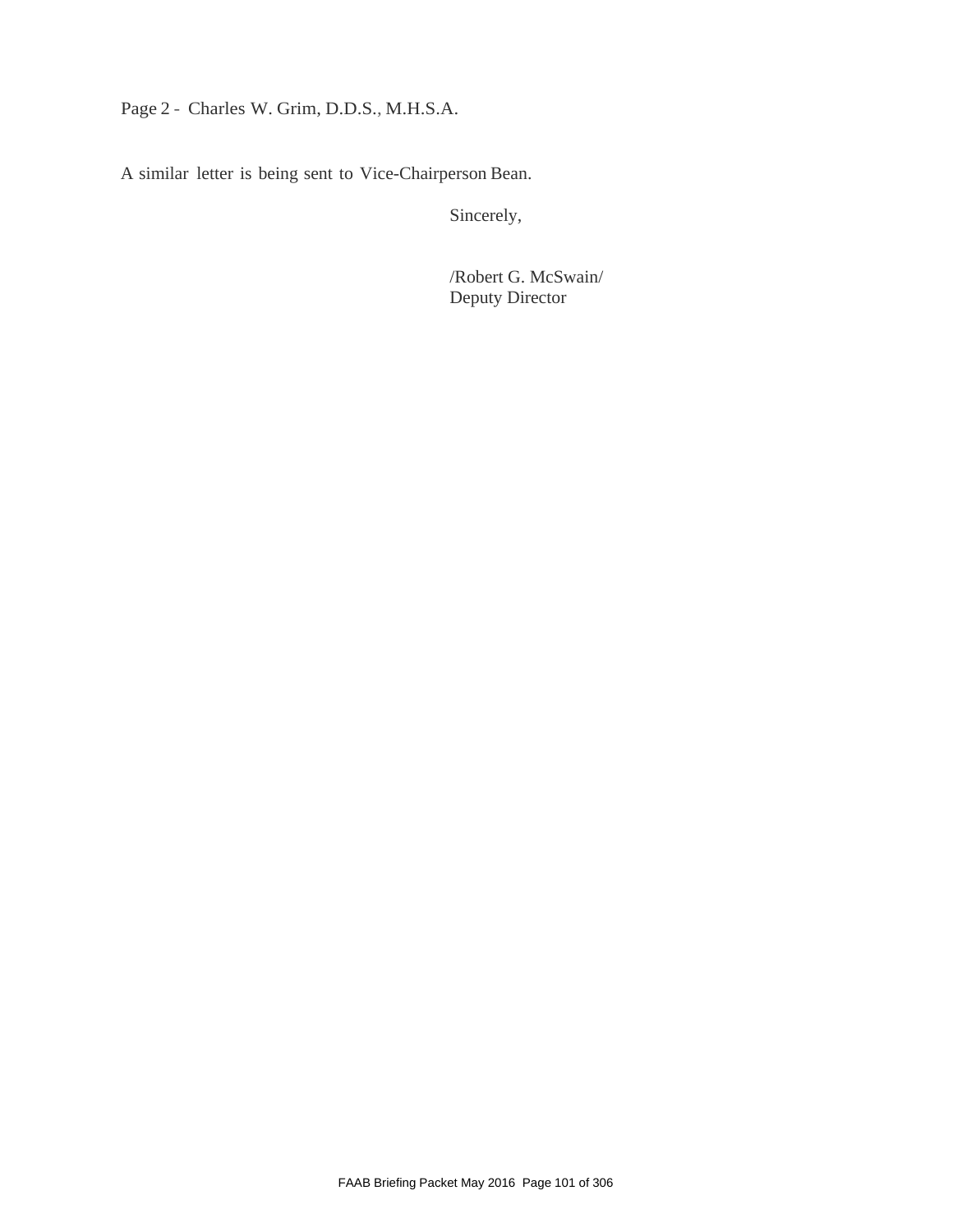Page 2 - Charles W. Grim, D.D.S., M.H.S.A.

A similar letter is being sent to Vice-Chairperson Bean.

Sincerely,

/Robert G. McSwain/
Deputy Director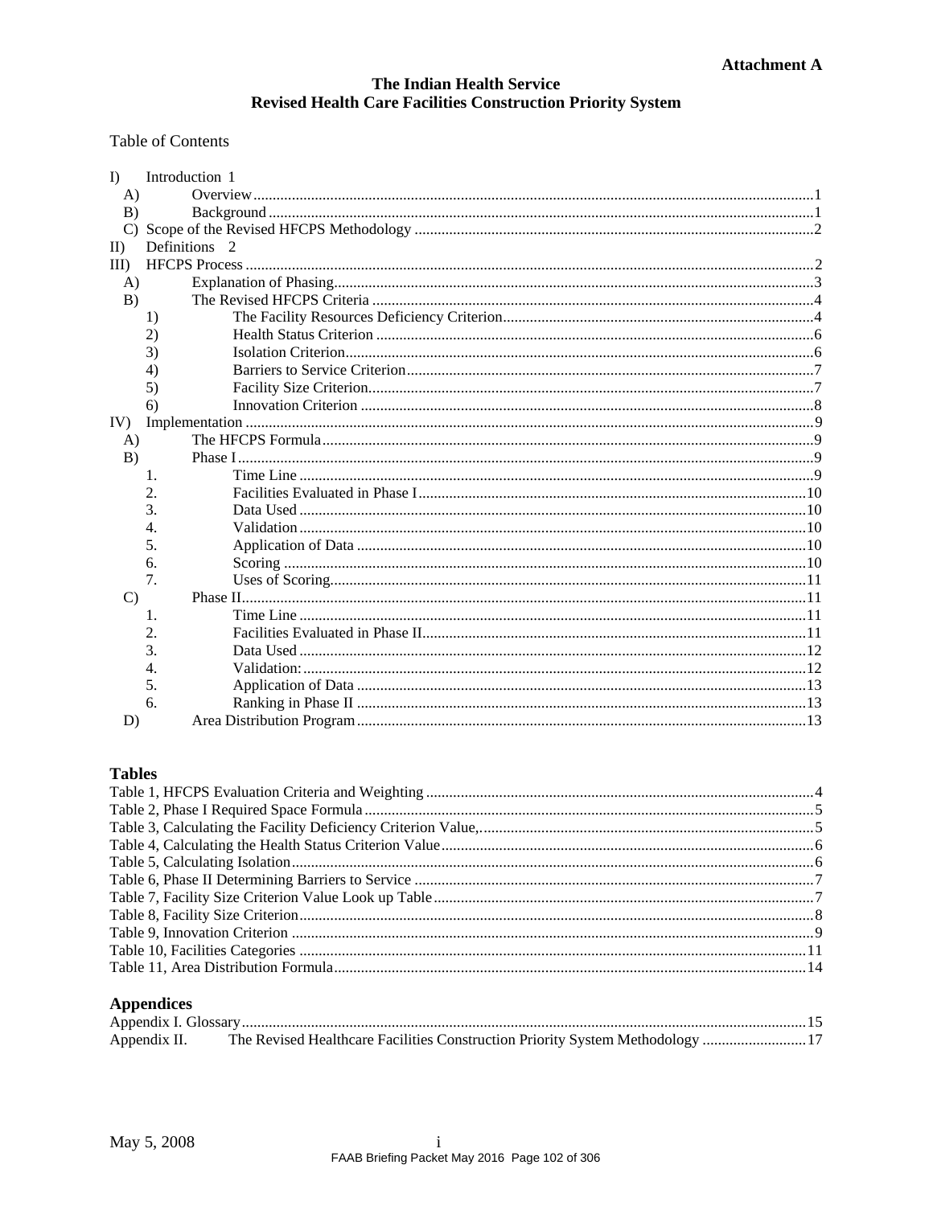**Attachment A**

# The Indian Health Service
# Revised Health Care Facilities Construction Priority System

Table of Contents

- I) Introduction 1
  - A) Overview 1
  - B) Background 1
  - C) Scope of the Revised HFCPS Methodology 2
- II) Definitions 2
- III) HFCPS Process 2
  - A) Explanation of Phasing 3
  - B) The Revised HFCPS Criteria 4
    - 1) The Facility Resources Deficiency Criterion 4
    - 2) Health Status Criterion 6
    - 3) Isolation Criterion 6
    - 4) Barriers to Service Criterion 7
    - 5) Facility Size Criterion 7
    - 6) Innovation Criterion 8
- IV) Implementation 9
  - A) The HFCPS Formula 9
  - B) Phase I 9
    - 1. Time Line 9
    - 2. Facilities Evaluated in Phase I 10
    - 3. Data Used 10
    - 4. Validation 10
    - 5. Application of Data 10
    - 6. Scoring 10
    - 7. Uses of Scoring 11
  - C) Phase II 11
    - 1. Time Line 11
    - 2. Facilities Evaluated in Phase II 11
    - 3. Data Used 12
    - 4. Validation: 12
    - 5. Application of Data 13
    - 6. Ranking in Phase II 13
  - D) Area Distribution Program 13

## Tables

- Table 1, HFCPS Evaluation Criteria and Weighting 4
- Table 2, Phase I Required Space Formula 5
- Table 3, Calculating the Facility Deficiency Criterion Value, 5
- Table 4, Calculating the Health Status Criterion Value 6
- Table 5, Calculating Isolation 6
- Table 6, Phase II Determining Barriers to Service 7
- Table 7, Facility Size Criterion Value Look up Table 7
- Table 8, Facility Size Criterion 8
- Table 9, Innovation Criterion 9
- Table 10, Facilities Categories 11
- Table 11, Area Distribution Formula 14

## Appendices

- Appendix I. Glossary 15
- Appendix II. The Revised Healthcare Facilities Construction Priority System Methodology 17

May 5, 2008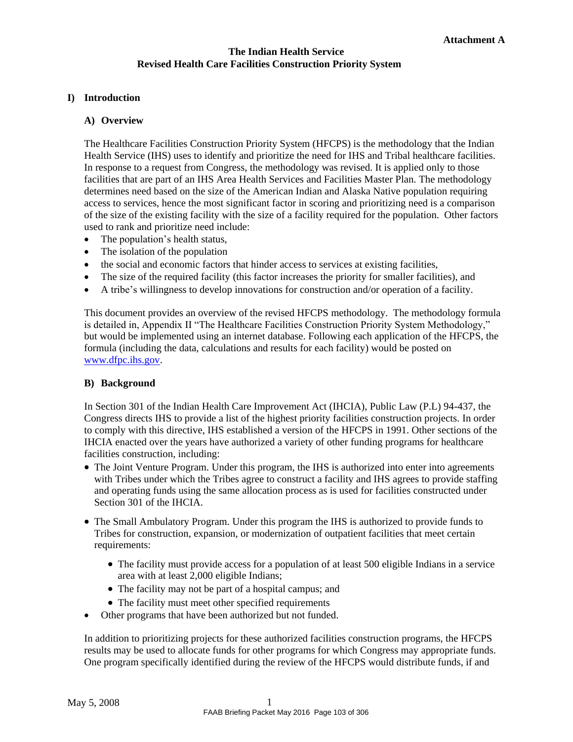**Attachment A**

# The Indian Health Service
# Revised Health Care Facilities Construction Priority System

## I) Introduction

### A) Overview

The Healthcare Facilities Construction Priority System (HFCPS) is the methodology that the Indian Health Service (IHS) uses to identify and prioritize the need for IHS and Tribal healthcare facilities. In response to a request from Congress, the methodology was revised. It is applied only to those facilities that are part of an IHS Area Health Services and Facilities Master Plan. The methodology determines need based on the size of the American Indian and Alaska Native population requiring access to services, hence the most significant factor in scoring and prioritizing need is a comparison of the size of the existing facility with the size of a facility required for the population. Other factors used to rank and prioritize need include:

- The population's health status,
- The isolation of the population
- the social and economic factors that hinder access to services at existing facilities,
- The size of the required facility (this factor increases the priority for smaller facilities), and
- A tribe's willingness to develop innovations for construction and/or operation of a facility.

This document provides an overview of the revised HFCPS methodology. The methodology formula is detailed in, Appendix II "The Healthcare Facilities Construction Priority System Methodology," but would be implemented using an internet database. Following each application of the HFCPS, the formula (including the data, calculations and results for each facility) would be posted on www.dfpc.ihs.gov.

### B) Background

In Section 301 of the Indian Health Care Improvement Act (IHCIA), Public Law (P.L) 94-437, the Congress directs IHS to provide a list of the highest priority facilities construction projects. In order to comply with this directive, IHS established a version of the HFCPS in 1991. Other sections of the IHCIA enacted over the years have authorized a variety of other funding programs for healthcare facilities construction, including:

- The Joint Venture Program. Under this program, the IHS is authorized into enter into agreements with Tribes under which the Tribes agree to construct a facility and IHS agrees to provide staffing and operating funds using the same allocation process as is used for facilities constructed under Section 301 of the IHCIA.
- The Small Ambulatory Program. Under this program the IHS is authorized to provide funds to Tribes for construction, expansion, or modernization of outpatient facilities that meet certain requirements:
  - The facility must provide access for a population of at least 500 eligible Indians in a service area with at least 2,000 eligible Indians;
  - The facility may not be part of a hospital campus; and
  - The facility must meet other specified requirements
- Other programs that have been authorized but not funded.

In addition to prioritizing projects for these authorized facilities construction programs, the HFCPS results may be used to allocate funds for other programs for which Congress may appropriate funds. One program specifically identified during the review of the HFCPS would distribute funds, if and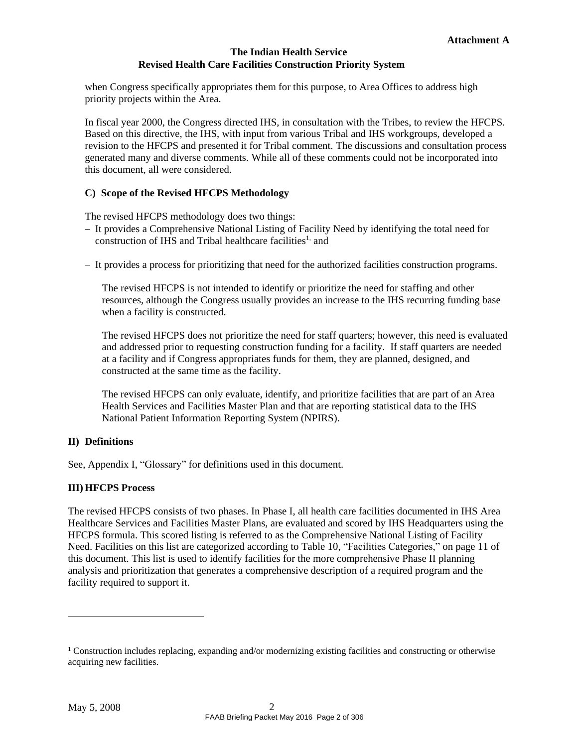when Congress specifically appropriates them for this purpose, to Area Offices to address high priority projects within the Area.

In fiscal year 2000, the Congress directed IHS, in consultation with the Tribes, to review the HFCPS. Based on this directive, the IHS, with input from various Tribal and IHS workgroups, developed a revision to the HFCPS and presented it for Tribal comment. The discussions and consultation process generated many and diverse comments. While all of these comments could not be incorporated into this document, all were considered.

### C) Scope of the Revised HFCPS Methodology

The revised HFCPS methodology does two things:

- It provides a Comprehensive National Listing of Facility Need by identifying the total need for construction of IHS and Tribal healthcare facilities[1], and
- It provides a process for prioritizing that need for the authorized facilities construction programs.

The revised HFCPS is not intended to identify or prioritize the need for staffing and other resources, although the Congress usually provides an increase to the IHS recurring funding base when a facility is constructed.

The revised HFCPS does not prioritize the need for staff quarters; however, this need is evaluated and addressed prior to requesting construction funding for a facility. If staff quarters are needed at a facility and if Congress appropriates funds for them, they are planned, designed, and constructed at the same time as the facility.

The revised HFCPS can only evaluate, identify, and prioritize facilities that are part of an Area Health Services and Facilities Master Plan and that are reporting statistical data to the IHS National Patient Information Reporting System (NPIRS).

## II) Definitions

See, Appendix I, "Glossary" for definitions used in this document.

## III) HFCPS Process

The revised HFCPS consists of two phases. In Phase I, all health care facilities documented in IHS Area Healthcare Services and Facilities Master Plans, are evaluated and scored by IHS Headquarters using the HFCPS formula. This scored listing is referred to as the Comprehensive National Listing of Facility Need. Facilities on this list are categorized according to Table 10, "Facilities Categories," on page 11 of this document. This list is used to identify facilities for the more comprehensive Phase II planning analysis and prioritization that generates a comprehensive description of a required program and the facility required to support it.

---

[1] Construction includes replacing, expanding and/or modernizing existing facilities and constructing or otherwise acquiring new facilities.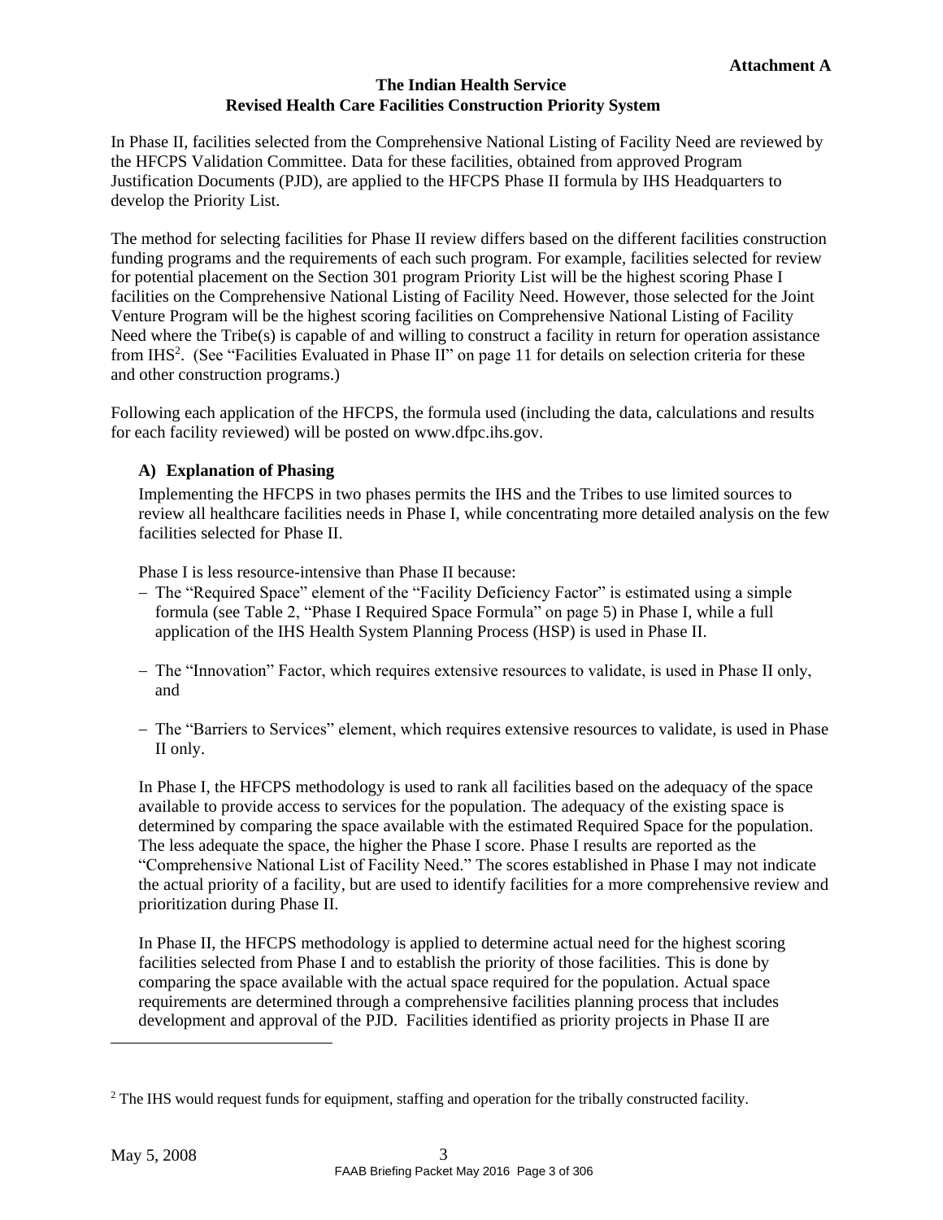**Attachment A**

**The Indian Health Service**
**Revised Health Care Facilities Construction Priority System**

In Phase II, facilities selected from the Comprehensive National Listing of Facility Need are reviewed by the HFCPS Validation Committee. Data for these facilities, obtained from approved Program Justification Documents (PJD), are applied to the HFCPS Phase II formula by IHS Headquarters to develop the Priority List.

The method for selecting facilities for Phase II review differs based on the different facilities construction funding programs and the requirements of each such program. For example, facilities selected for review for potential placement on the Section 301 program Priority List will be the highest scoring Phase I facilities on the Comprehensive National Listing of Facility Need. However, those selected for the Joint Venture Program will be the highest scoring facilities on Comprehensive National Listing of Facility Need where the Tribe(s) is capable of and willing to construct a facility in return for operation assistance from IHS[2]. (See "Facilities Evaluated in Phase II" on page 11 for details on selection criteria for these and other construction programs.)

Following each application of the HFCPS, the formula used (including the data, calculations and results for each facility reviewed) will be posted on www.dfpc.ihs.gov.

### A) Explanation of Phasing

Implementing the HFCPS in two phases permits the IHS and the Tribes to use limited sources to review all healthcare facilities needs in Phase I, while concentrating more detailed analysis on the few facilities selected for Phase II.

Phase I is less resource-intensive than Phase II because:

- The "Required Space" element of the "Facility Deficiency Factor" is estimated using a simple formula (see Table 2, "Phase I Required Space Formula" on page 5) in Phase I, while a full application of the IHS Health System Planning Process (HSP) is used in Phase II.
- The "Innovation" Factor, which requires extensive resources to validate, is used in Phase II only, and
- The "Barriers to Services" element, which requires extensive resources to validate, is used in Phase II only.

In Phase I, the HFCPS methodology is used to rank all facilities based on the adequacy of the space available to provide access to services for the population. The adequacy of the existing space is determined by comparing the space available with the estimated Required Space for the population. The less adequate the space, the higher the Phase I score. Phase I results are reported as the "Comprehensive National List of Facility Need." The scores established in Phase I may not indicate the actual priority of a facility, but are used to identify facilities for a more comprehensive review and prioritization during Phase II.

In Phase II, the HFCPS methodology is applied to determine actual need for the highest scoring facilities selected from Phase I and to establish the priority of those facilities. This is done by comparing the space available with the actual space required for the population. Actual space requirements are determined through a comprehensive facilities planning process that includes development and approval of the PJD. Facilities identified as priority projects in Phase II are

[2] The IHS would request funds for equipment, staffing and operation for the tribally constructed facility.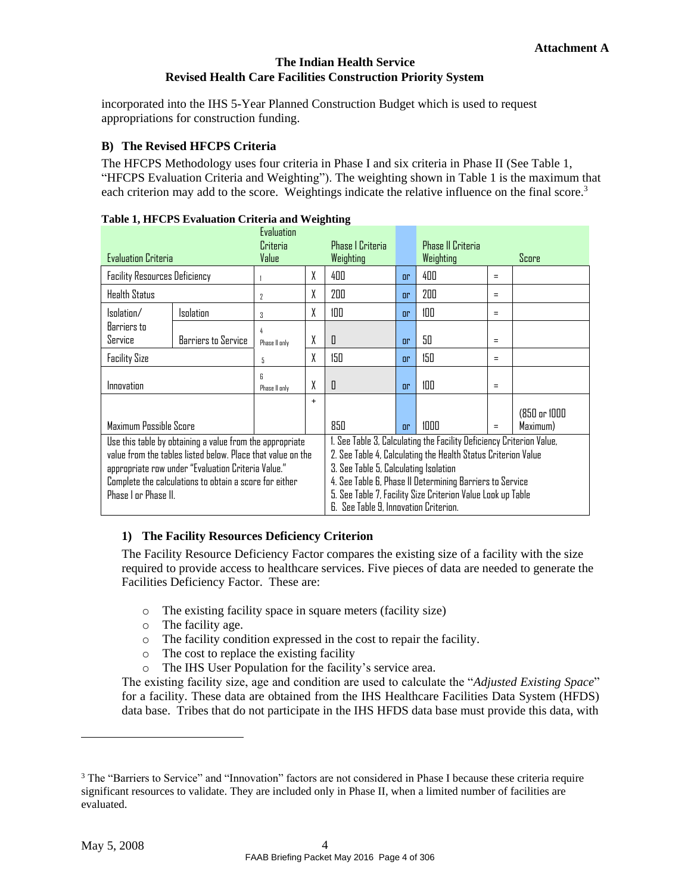**Attachment A**

**The Indian Health Service**
**Revised Health Care Facilities Construction Priority System**

incorporated into the IHS 5-Year Planned Construction Budget which is used to request appropriations for construction funding.

### B) The Revised HFCPS Criteria

The HFCPS Methodology uses four criteria in Phase I and six criteria in Phase II (See Table 1, "HFCPS Evaluation Criteria and Weighting"). The weighting shown in Table 1 is the maximum that each criterion may add to the score. Weightings indicate the relative influence on the final score.[3]

**Table 1, HFCPS Evaluation Criteria and Weighting**

| Evaluation Criteria | | Evaluation Criteria Value | | Phase I Criteria Weighting | | Phase II Criteria Weighting | | Score |
|---|---|---|---|---|---|---|---|---|
| Facility Resources Deficiency | | 1 | X | 400 | or | 400 | = | |
| Health Status | | 2 | X | 200 | or | 200 | = | |
| Isolation/ Barriers to Service | Isolation | 3 | X | 100 | or | 100 | = | |
| | Barriers to Service | 4 Phase II only | X | 0 | or | 50 | = | |
| Facility Size | | 5 | X | 150 | or | 150 | = | |
| Innovation | | 6 Phase II only | X | 0 | or | 100 | = | |
| Maximum Possible Score | | | + | 850 | or | 1000 | = | (850 or 1000 Maximum) |
| Use this table by obtaining a value from the appropriate value from the tables listed below. Place that value on the appropriate row under "Evaluation Criteria Value." Complete the calculations to obtain a score for either Phase I or Phase II. | | | | 1. See Table 3, Calculating the Facility Deficiency Criterion Value, 2. See Table 4, Calculating the Health Status Criterion Value 3. See Table 5, Calculating Isolation 4. See Table 6, Phase II Determining Barriers to Service 5. See Table 7, Facility Size Criterion Value Look up Table 6. See Table 9, Innovation Criterion. | | | | |

#### 1) The Facility Resources Deficiency Criterion

The Facility Resource Deficiency Factor compares the existing size of a facility with the size required to provide access to healthcare services. Five pieces of data are needed to generate the Facilities Deficiency Factor. These are:

- The existing facility space in square meters (facility size)
- The facility age.
- The facility condition expressed in the cost to repair the facility.
- The cost to replace the existing facility
- The IHS User Population for the facility's service area.

The existing facility size, age and condition are used to calculate the "*Adjusted Existing Space*" for a facility. These data are obtained from the IHS Healthcare Facilities Data System (HFDS) data base. Tribes that do not participate in the IHS HFDS data base must provide this data, with

[3] The "Barriers to Service" and "Innovation" factors are not considered in Phase I because these criteria require significant resources to validate. They are included only in Phase II, when a limited number of facilities are evaluated.

May 5, 2008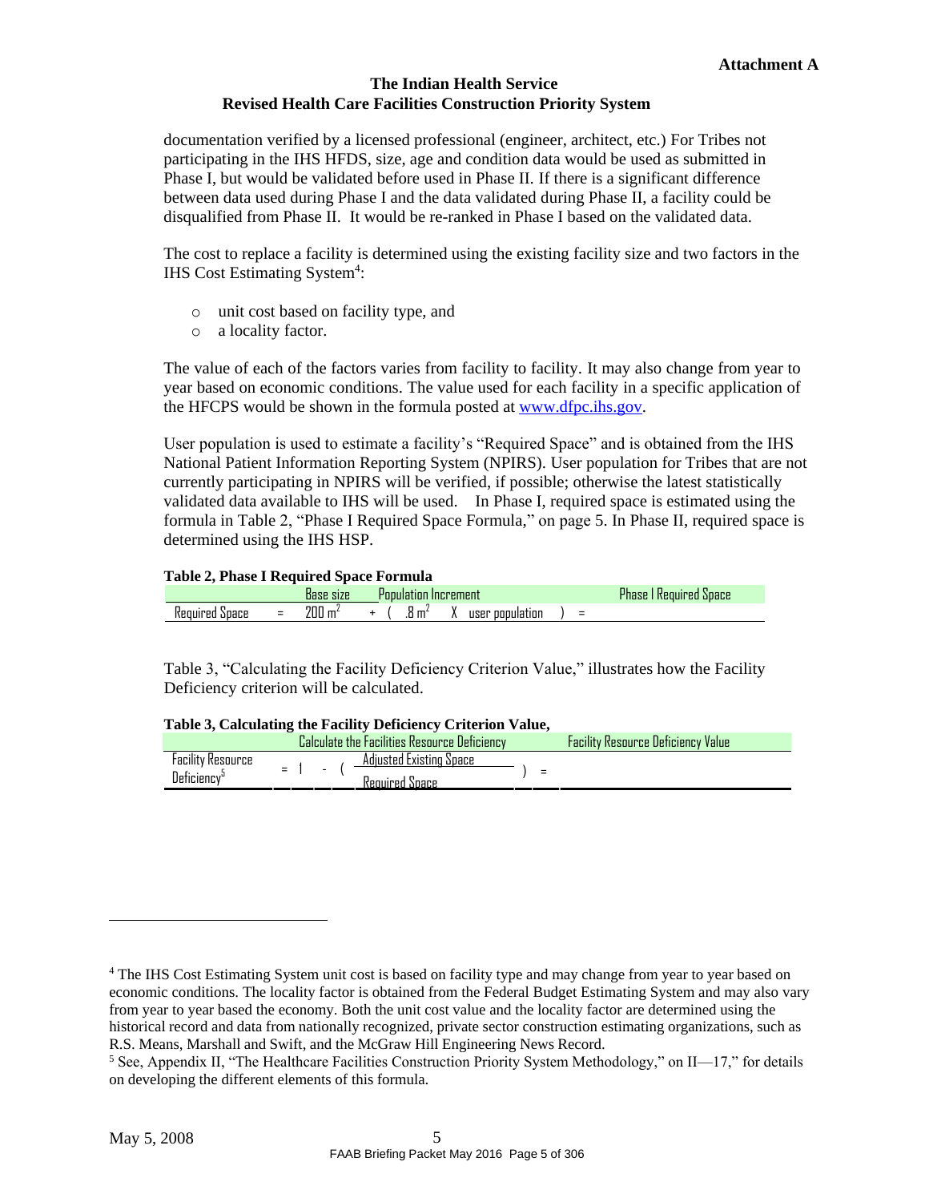documentation verified by a licensed professional (engineer, architect, etc.) For Tribes not participating in the IHS HFDS, size, age and condition data would be used as submitted in Phase I, but would be validated before used in Phase II. If there is a significant difference between data used during Phase I and the data validated during Phase II, a facility could be disqualified from Phase II. It would be re-ranked in Phase I based on the validated data.

The cost to replace a facility is determined using the existing facility size and two factors in the IHS Cost Estimating System[4]:

- unit cost based on facility type, and
- a locality factor.

The value of each of the factors varies from facility to facility. It may also change from year to year based on economic conditions. The value used for each facility in a specific application of the HFCPS would be shown in the formula posted at www.dfpc.ihs.gov.

User population is used to estimate a facility's "Required Space" and is obtained from the IHS National Patient Information Reporting System (NPIRS). User population for Tribes that are not currently participating in NPIRS will be verified, if possible; otherwise the latest statistically validated data available to IHS will be used. In Phase I, required space is estimated using the formula in Table 2, "Phase I Required Space Formula," on page 5. In Phase II, required space is determined using the IHS HSP.

**Table 2, Phase I Required Space Formula**

| | | Base size | | Population Increment | | | | | Phase I Required Space |
|---|---|---|---|---|---|---|---|---|---|
| Required Space | = | $200\ m^2$ | + ( | $.8\ m^2$ | X | user population | ) | = | |

Table 3, "Calculating the Facility Deficiency Criterion Value," illustrates how the Facility Deficiency criterion will be calculated.

**Table 3, Calculating the Facility Deficiency Criterion Value,**

| | Calculate the Facilities Resource Deficiency | | Facility Resource Deficiency Value |
|---|---|---|---|
| Facility Resource Deficiency[5] | $= 1 - \left( \frac{\text{Adjusted Existing Space}}{\text{Required Space}} \right)$ | = | |

[4] The IHS Cost Estimating System unit cost is based on facility type and may change from year to year based on economic conditions. The locality factor is obtained from the Federal Budget Estimating System and may also vary from year to year based the economy. Both the unit cost value and the locality factor are determined using the historical record and data from nationally recognized, private sector construction estimating organizations, such as R.S. Means, Marshall and Swift, and the McGraw Hill Engineering News Record.

[5] See, Appendix II, "The Healthcare Facilities Construction Priority System Methodology," on II—17," for details on developing the different elements of this formula.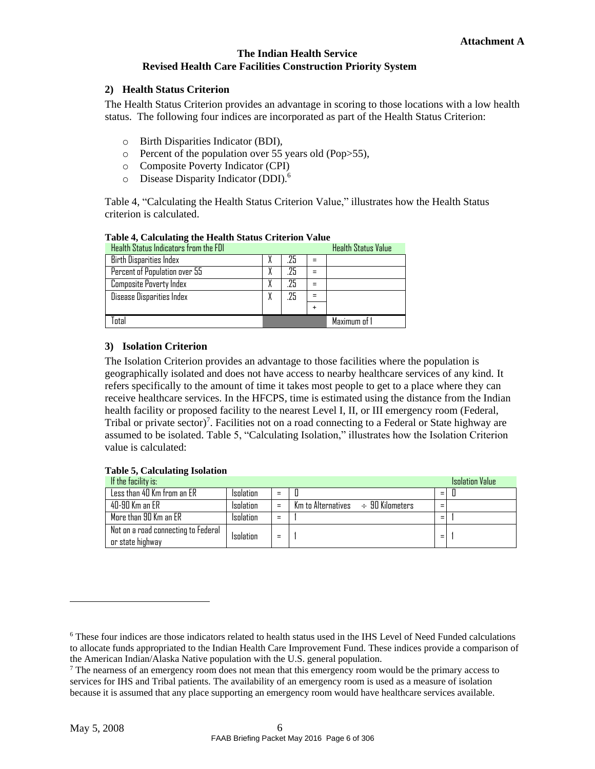Attachment A

**The Indian Health Service**
**Revised Health Care Facilities Construction Priority System**

### 2) Health Status Criterion

The Health Status Criterion provides an advantage in scoring to those locations with a low health status. The following four indices are incorporated as part of the Health Status Criterion:

- Birth Disparities Indicator (BDI),
- Percent of the population over 55 years old (Pop>55),
- Composite Poverty Indicator (CPI)
- Disease Disparity Indicator (DDI).[6]

Table 4, "Calculating the Health Status Criterion Value," illustrates how the Health Status criterion is calculated.

**Table 4, Calculating the Health Status Criterion Value**

| Health Status Indicators from the FDI | | | | Health Status Value |
|---|---|---|---|---|
| Birth Disparities Index | X | .25 | = | |
| Percent of Population over 55 | X | .25 | = | |
| Composite Poverty Index | X | .25 | = | |
| Disease Disparities Index | X | .25 | = | |
| | | | + | |
| Total | | | | Maximum of 1 |

### 3) Isolation Criterion

The Isolation Criterion provides an advantage to those facilities where the population is geographically isolated and does not have access to nearby healthcare services of any kind. It refers specifically to the amount of time it takes most people to get to a place where they can receive healthcare services. In the HFCPS, time is estimated using the distance from the Indian health facility or proposed facility to the nearest Level I, II, or III emergency room (Federal, Tribal or private sector)[7]. Facilities not on a road connecting to a Federal or State highway are assumed to be isolated. Table 5, "Calculating Isolation," illustrates how the Isolation Criterion value is calculated:

**Table 5, Calculating Isolation**

| If the facility is: | | | | | Isolation Value |
|---|---|---|---|---|---|
| Less than 40 Km from an ER | Isolation | = | 0 | = | 0 |
| 40-90 Km an ER | Isolation | = | Km to Alternatives ÷ 90 Kilometers | = | |
| More than 90 Km an ER | Isolation | = | 1 | = | 1 |
| Not on a road connecting to Federal or state highway | Isolation | = | 1 | = | 1 |

---

[6] These four indices are those indicators related to health status used in the IHS Level of Need Funded calculations to allocate funds appropriated to the Indian Health Care Improvement Fund. These indices provide a comparison of the American Indian/Alaska Native population with the U.S. general population.

[7] The nearness of an emergency room does not mean that this emergency room would be the primary access to services for IHS and Tribal patients. The availability of an emergency room is used as a measure of isolation because it is assumed that any place supporting an emergency room would have healthcare services available.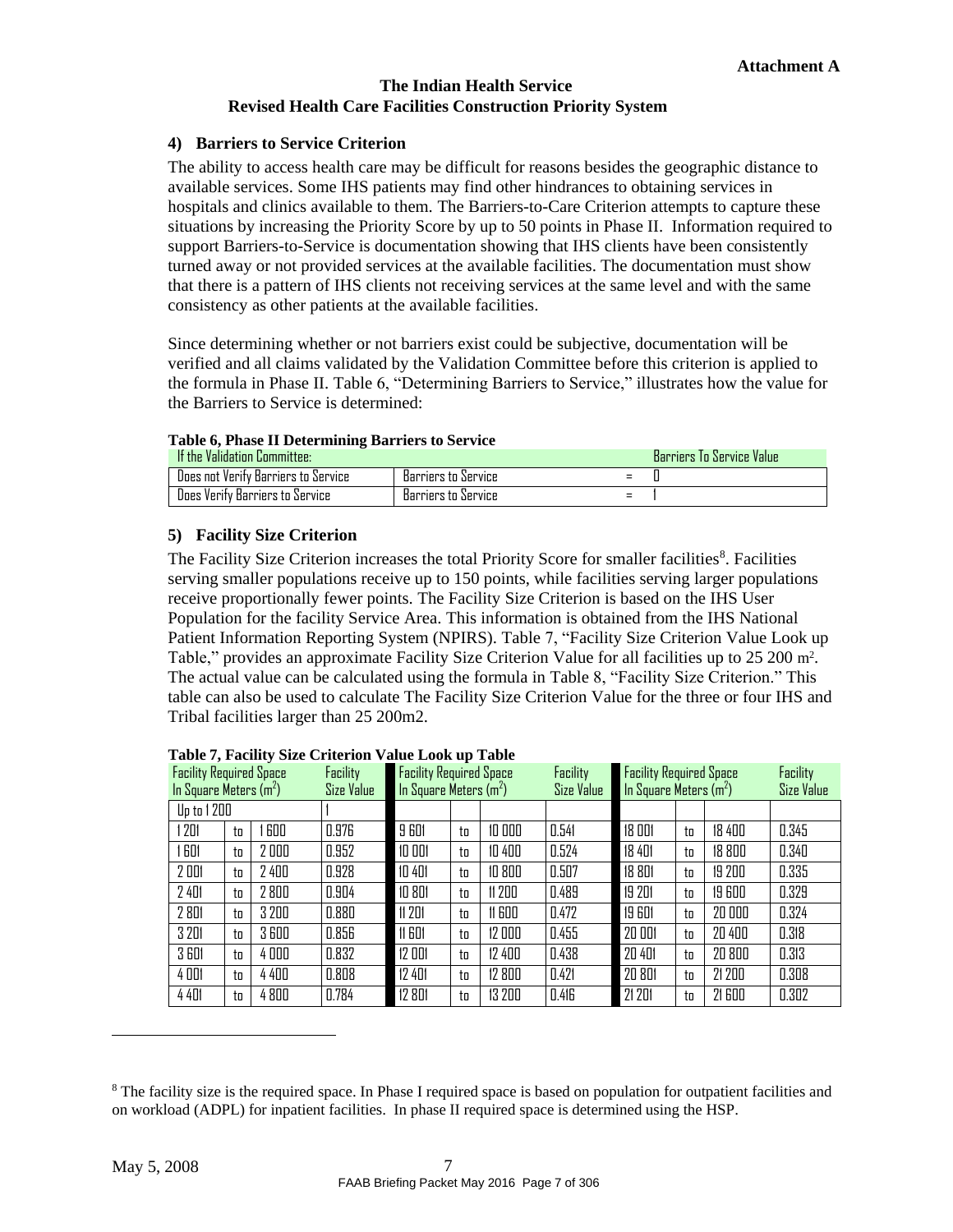**Attachment A**

**The Indian Health Service**
**Revised Health Care Facilities Construction Priority System**

### 4) Barriers to Service Criterion

The ability to access health care may be difficult for reasons besides the geographic distance to available services. Some IHS patients may find other hindrances to obtaining services in hospitals and clinics available to them. The Barriers-to-Care Criterion attempts to capture these situations by increasing the Priority Score by up to 50 points in Phase II. Information required to support Barriers-to-Service is documentation showing that IHS clients have been consistently turned away or not provided services at the available facilities. The documentation must show that there is a pattern of IHS clients not receiving services at the same level and with the same consistency as other patients at the available facilities.

Since determining whether or not barriers exist could be subjective, documentation will be verified and all claims validated by the Validation Committee before this criterion is applied to the formula in Phase II. Table 6, "Determining Barriers to Service," illustrates how the value for the Barriers to Service is determined:

**Table 6, Phase II Determining Barriers to Service**

| If the Validation Committee: | | | Barriers To Service Value |
|---|---|---|---|
| Does not Verify Barriers to Service | Barriers to Service | = | 0 |
| Does Verify Barriers to Service | Barriers to Service | = | 1 |

### 5) Facility Size Criterion

The Facility Size Criterion increases the total Priority Score for smaller facilities[8]. Facilities serving smaller populations receive up to 150 points, while facilities serving larger populations receive proportionally fewer points. The Facility Size Criterion is based on the IHS User Population for the facility Service Area. This information is obtained from the IHS National Patient Information Reporting System (NPIRS). Table 7, "Facility Size Criterion Value Look up Table," provides an approximate Facility Size Criterion Value for all facilities up to 25 200 $m^2$. The actual value can be calculated using the formula in Table 8, "Facility Size Criterion." This table can also be used to calculate The Facility Size Criterion Value for the three or four IHS and Tribal facilities larger than 25 200m2.

**Table 7, Facility Size Criterion Value Look up Table**

| Facility Required Space In Square Meters ($m^2$) | | | Facility Size Value | Facility Required Space In Square Meters ($m^2$) | | | Facility Size Value | Facility Required Space In Square Meters ($m^2$) | | | Facility Size Value |
|---|---|---|---|---|---|---|---|---|---|---|---|
| Up to 1 200 | | | 1 | | | | | | | | |
| 1 201 | to | 1 600 | 0.976 | 9 601 | to | 10 000 | 0.541 | 18 001 | to | 18 400 | 0.345 |
| 1 601 | to | 2 000 | 0.952 | 10 001 | to | 10 400 | 0.524 | 18 401 | to | 18 800 | 0.340 |
| 2 001 | to | 2 400 | 0.928 | 10 401 | to | 10 800 | 0.507 | 18 801 | to | 19 200 | 0.335 |
| 2 401 | to | 2 800 | 0.904 | 10 801 | to | 11 200 | 0.489 | 19 201 | to | 19 600 | 0.329 |
| 2 801 | to | 3 200 | 0.880 | 11 201 | to | 11 600 | 0.472 | 19 601 | to | 20 000 | 0.324 |
| 3 201 | to | 3 600 | 0.856 | 11 601 | to | 12 000 | 0.455 | 20 001 | to | 20 400 | 0.318 |
| 3 601 | to | 4 000 | 0.832 | 12 001 | to | 12 400 | 0.438 | 20 401 | to | 20 800 | 0.313 |
| 4 001 | to | 4 400 | 0.808 | 12 401 | to | 12 800 | 0.421 | 20 801 | to | 21 200 | 0.308 |
| 4 401 | to | 4 800 | 0.784 | 12 801 | to | 13 200 | 0.416 | 21 201 | to | 21 600 | 0.302 |

[8] The facility size is the required space. In Phase I required space is based on population for outpatient facilities and on workload (ADPL) for inpatient facilities. In phase II required space is determined using the HSP.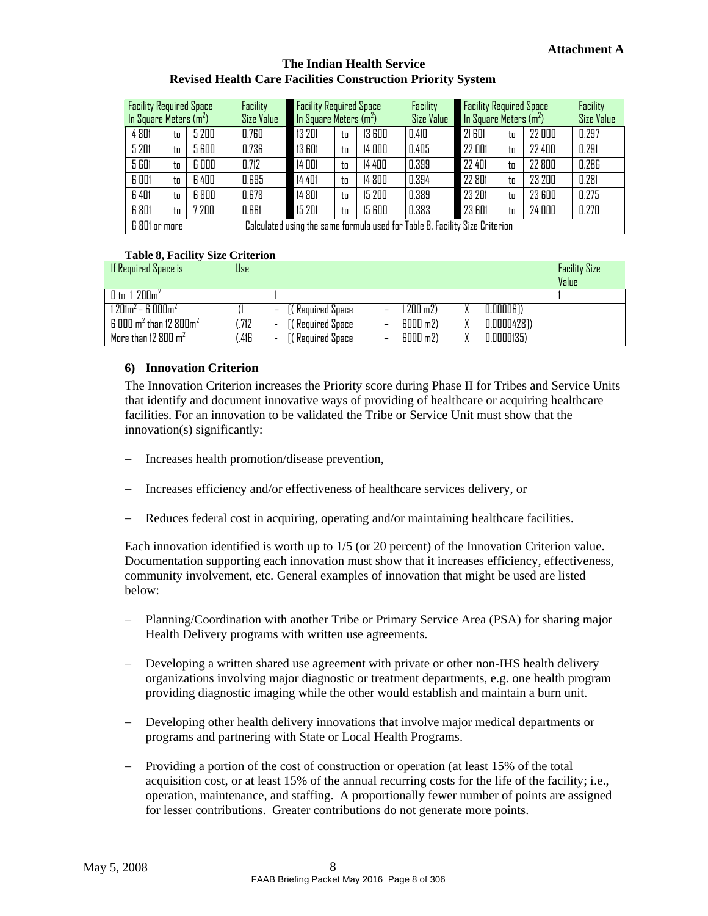**Attachment A**

**The Indian Health Service**
**Revised Health Care Facilities Construction Priority System**

| Facility Required Space In Square Meters ($m^2$) | | | Facility Size Value | Facility Required Space In Square Meters ($m^2$) | | | Facility Size Value | Facility Required Space In Square Meters ($m^2$) | | | Facility Size Value |
|---|---|---|---|---|---|---|---|---|---|---|---|
| 4 801 | to | 5 200 | 0.760 | 13 201 | to | 13 600 | 0.410 | 21 601 | to | 22 000 | 0.297 |
| 5 201 | to | 5 600 | 0.736 | 13 601 | to | 14 000 | 0.405 | 22 001 | to | 22 400 | 0.291 |
| 5 601 | to | 6 000 | 0.712 | 14 001 | to | 14 400 | 0.399 | 22 401 | to | 22 800 | 0.286 |
| 6 001 | to | 6 400 | 0.695 | 14 401 | to | 14 800 | 0.394 | 22 801 | to | 23 200 | 0.281 |
| 6 401 | to | 6 800 | 0.678 | 14 801 | to | 15 200 | 0.389 | 23 201 | to | 23 600 | 0.275 |
| 6 801 | to | 7 200 | 0.661 | 15 201 | to | 15 600 | 0.383 | 23 601 | to | 24 000 | 0.270 |
| 6 801 or more | | | Calculated using the same formula used for Table 8, Facility Size Criterion | | | | | | | | |

**Table 8, Facility Size Criterion**

| If Required Space is | Use | | | | | | | Facility Size Value |
|---|---|---|---|---|---|---|---|---|
| 0 to 1 200$m^2$ | | 1 | | | | | | 1 |
| 1 201$m^2$ – 6 000$m^2$ | (1 | – | [( Required Space | – | 1 200 m2) | X | 0.00006]) | |
| 6 000 $m^2$ than 12 800$m^2$ | (.712 | - | [( Required Space | – | 6000 m2) | X | 0.0000428]) | |
| More than 12 800 $m^2$ | (.416 | - | [( Required Space | – | 6000 m2) | X | 0.0000135) | |

### 6) Innovation Criterion

The Innovation Criterion increases the Priority score during Phase II for Tribes and Service Units that identify and document innovative ways of providing of healthcare or acquiring healthcare facilities. For an innovation to be validated the Tribe or Service Unit must show that the innovation(s) significantly:

- Increases health promotion/disease prevention,
- Increases efficiency and/or effectiveness of healthcare services delivery, or
- Reduces federal cost in acquiring, operating and/or maintaining healthcare facilities.

Each innovation identified is worth up to 1/5 (or 20 percent) of the Innovation Criterion value. Documentation supporting each innovation must show that it increases efficiency, effectiveness, community involvement, etc. General examples of innovation that might be used are listed below:

- Planning/Coordination with another Tribe or Primary Service Area (PSA) for sharing major Health Delivery programs with written use agreements.
- Developing a written shared use agreement with private or other non-IHS health delivery organizations involving major diagnostic or treatment departments, e.g. one health program providing diagnostic imaging while the other would establish and maintain a burn unit.
- Developing other health delivery innovations that involve major medical departments or programs and partnering with State or Local Health Programs.
- Providing a portion of the cost of construction or operation (at least 15% of the total acquisition cost, or at least 15% of the annual recurring costs for the life of the facility; i.e., operation, maintenance, and staffing. A proportionally fewer number of points are assigned for lesser contributions. Greater contributions do not generate more points.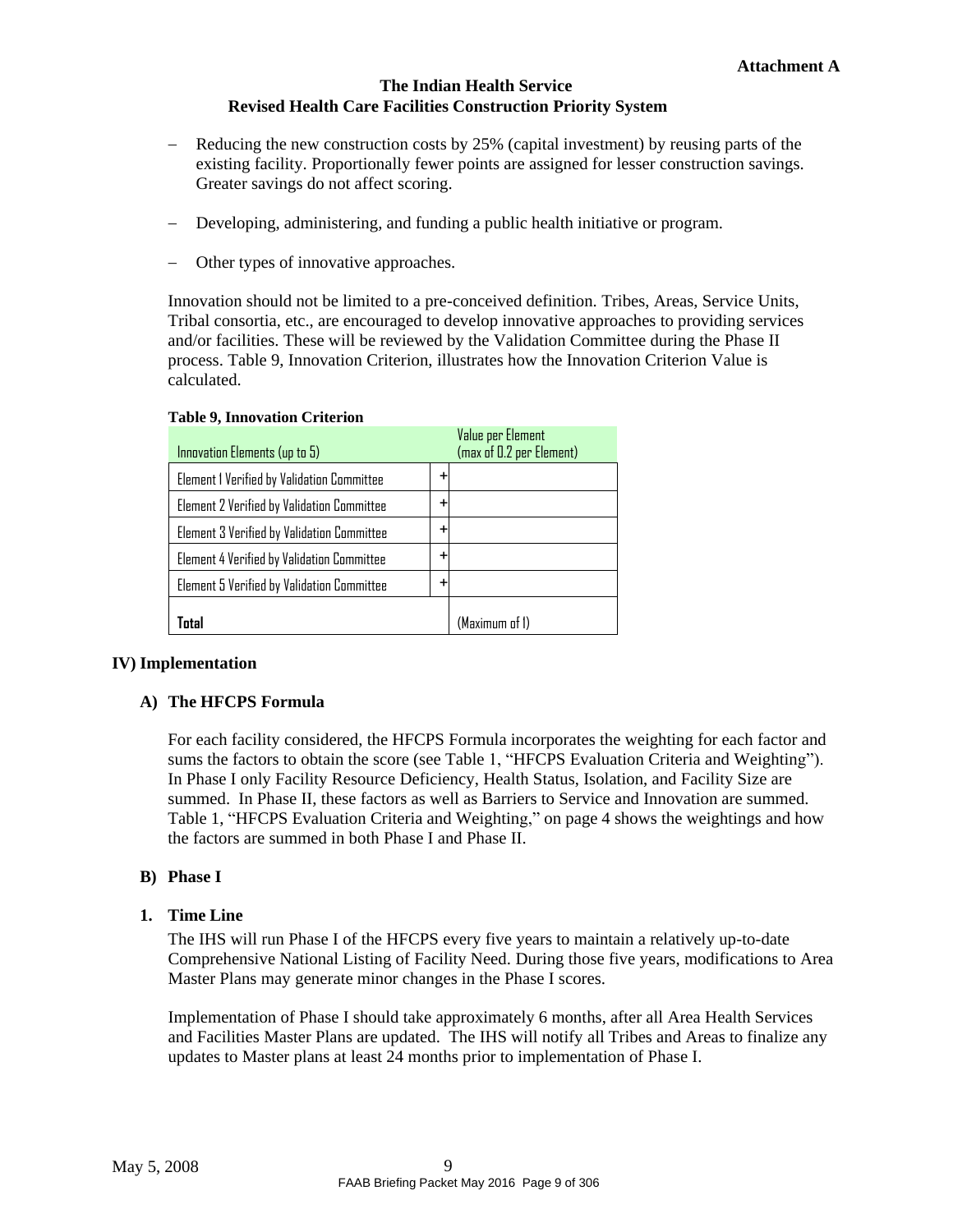- Reducing the new construction costs by 25% (capital investment) by reusing parts of the existing facility. Proportionally fewer points are assigned for lesser construction savings. Greater savings do not affect scoring.
- Developing, administering, and funding a public health initiative or program.
- Other types of innovative approaches.

Innovation should not be limited to a pre-conceived definition. Tribes, Areas, Service Units, Tribal consortia, etc., are encouraged to develop innovative approaches to providing services and/or facilities. These will be reviewed by the Validation Committee during the Phase II process. Table 9, Innovation Criterion, illustrates how the Innovation Criterion Value is calculated.

**Table 9, Innovation Criterion**

| Innovation Elements (up to 5) | | Value per Element (max of 0.2 per Element) |
|---|---|---|
| Element 1 Verified by Validation Committee | + | |
| Element 2 Verified by Validation Committee | + | |
| Element 3 Verified by Validation Committee | + | |
| Element 4 Verified by Validation Committee | + | |
| Element 5 Verified by Validation Committee | + | |
| **Total** | | (Maximum of 1) |

## IV) Implementation

### A) The HFCPS Formula

For each facility considered, the HFCPS Formula incorporates the weighting for each factor and sums the factors to obtain the score (see Table 1, "HFCPS Evaluation Criteria and Weighting"). In Phase I only Facility Resource Deficiency, Health Status, Isolation, and Facility Size are summed. In Phase II, these factors as well as Barriers to Service and Innovation are summed. Table 1, "HFCPS Evaluation Criteria and Weighting," on page 4 shows the weightings and how the factors are summed in both Phase I and Phase II.

### B) Phase I

#### 1. Time Line

The IHS will run Phase I of the HFCPS every five years to maintain a relatively up-to-date Comprehensive National Listing of Facility Need. During those five years, modifications to Area Master Plans may generate minor changes in the Phase I scores.

Implementation of Phase I should take approximately 6 months, after all Area Health Services and Facilities Master Plans are updated. The IHS will notify all Tribes and Areas to finalize any updates to Master plans at least 24 months prior to implementation of Phase I.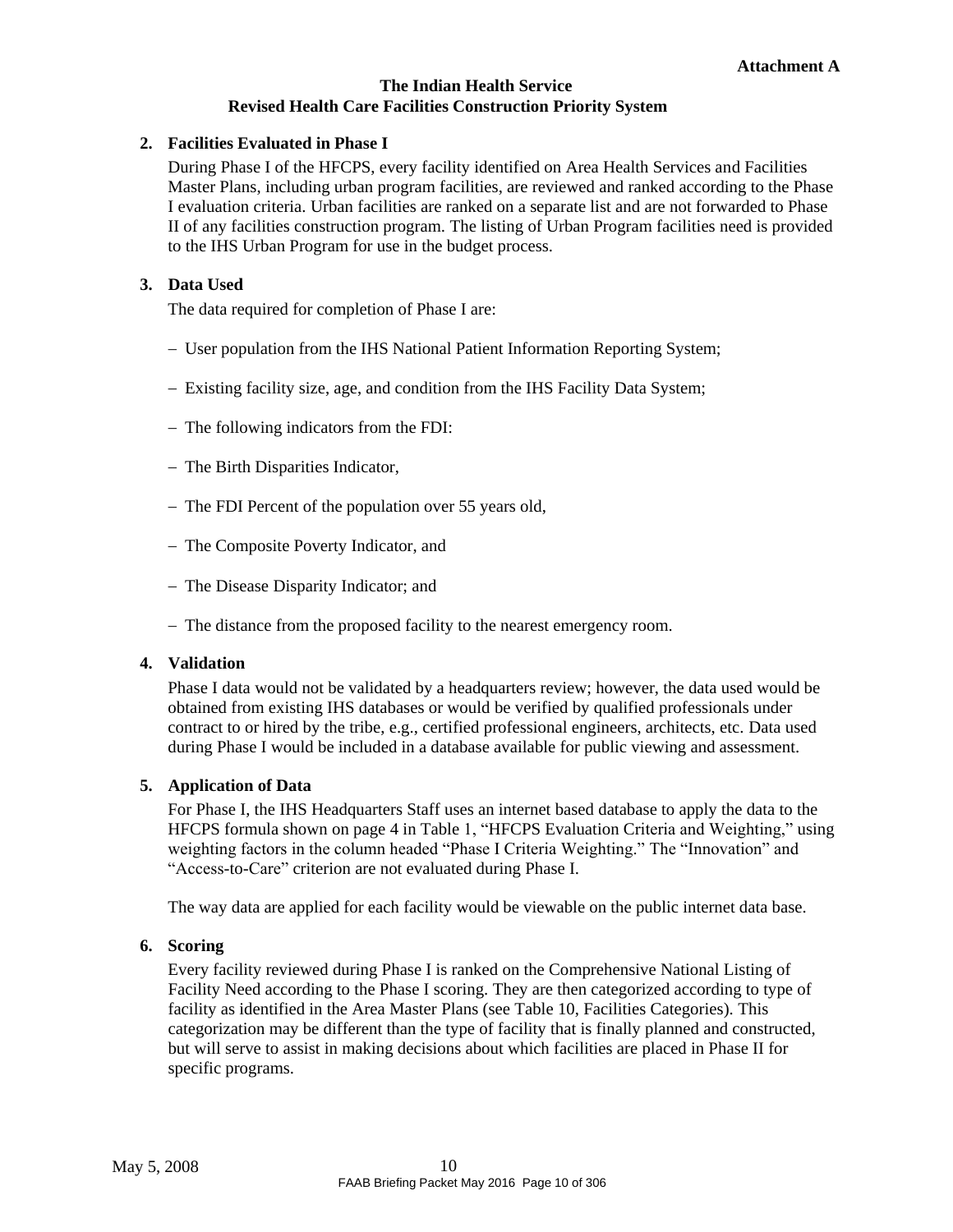**Attachment A**

**The Indian Health Service**
**Revised Health Care Facilities Construction Priority System**

**2. Facilities Evaluated in Phase I**

During Phase I of the HFCPS, every facility identified on Area Health Services and Facilities Master Plans, including urban program facilities, are reviewed and ranked according to the Phase I evaluation criteria. Urban facilities are ranked on a separate list and are not forwarded to Phase II of any facilities construction program. The listing of Urban Program facilities need is provided to the IHS Urban Program for use in the budget process.

**3. Data Used**

The data required for completion of Phase I are:

- User population from the IHS National Patient Information Reporting System;
- Existing facility size, age, and condition from the IHS Facility Data System;
- The following indicators from the FDI:
- The Birth Disparities Indicator,
- The FDI Percent of the population over 55 years old,
- The Composite Poverty Indicator, and
- The Disease Disparity Indicator; and
- The distance from the proposed facility to the nearest emergency room.

**4. Validation**

Phase I data would not be validated by a headquarters review; however, the data used would be obtained from existing IHS databases or would be verified by qualified professionals under contract to or hired by the tribe, e.g., certified professional engineers, architects, etc. Data used during Phase I would be included in a database available for public viewing and assessment.

**5. Application of Data**

For Phase I, the IHS Headquarters Staff uses an internet based database to apply the data to the HFCPS formula shown on page 4 in Table 1, "HFCPS Evaluation Criteria and Weighting," using weighting factors in the column headed "Phase I Criteria Weighting." The "Innovation" and "Access-to-Care" criterion are not evaluated during Phase I.

The way data are applied for each facility would be viewable on the public internet data base.

**6. Scoring**

Every facility reviewed during Phase I is ranked on the Comprehensive National Listing of Facility Need according to the Phase I scoring. They are then categorized according to type of facility as identified in the Area Master Plans (see Table 10, Facilities Categories). This categorization may be different than the type of facility that is finally planned and constructed, but will serve to assist in making decisions about which facilities are placed in Phase II for specific programs.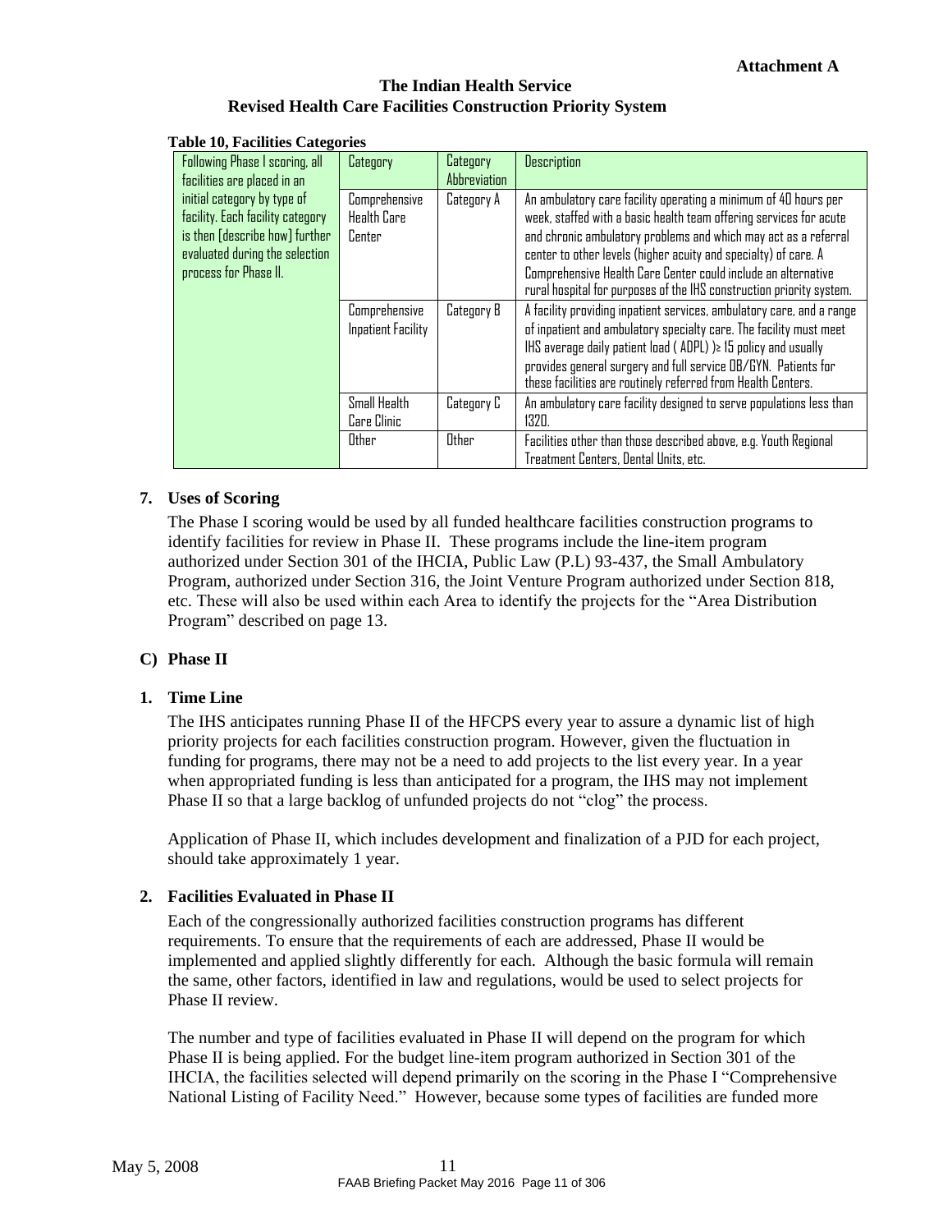**Attachment A**

**The Indian Health Service**
**Revised Health Care Facilities Construction Priority System**

**Table 10, Facilities Categories**

| Following Phase I scoring, all facilities are placed in an initial category by type of facility. Each facility category is then [describe how] further evaluated during the selection process for Phase II. | Category | Category Abbreviation | Description |
|---|---|---|---|
| | Comprehensive Health Care Center | Category A | An ambulatory care facility operating a minimum of 40 hours per week, staffed with a basic health team offering services for acute and chronic ambulatory problems and which may act as a referral center to other levels (higher acuity and specialty) of care. A Comprehensive Health Care Center could include an alternative rural hospital for purposes of the IHS construction priority system. |
| | Comprehensive Inpatient Facility | Category B | A facility providing inpatient services, ambulatory care, and a range of inpatient and ambulatory specialty care. The facility must meet IHS average daily patient load ( ADPL) )≥ 15 policy and usually provides general surgery and full service OB/GYN. Patients for these facilities are routinely referred from Health Centers. |
| | Small Health Care Clinic | Category C | An ambulatory care facility designed to serve populations less than 1320. |
| | Other | Other | Facilities other than those described above, e.g. Youth Regional Treatment Centers, Dental Units, etc. |

**7. Uses of Scoring**

The Phase I scoring would be used by all funded healthcare facilities construction programs to identify facilities for review in Phase II. These programs include the line-item program authorized under Section 301 of the IHCIA, Public Law (P.L) 93-437, the Small Ambulatory Program, authorized under Section 316, the Joint Venture Program authorized under Section 818, etc. These will also be used within each Area to identify the projects for the "Area Distribution Program" described on page 13.

**C) Phase II**

**1. Time Line**

The IHS anticipates running Phase II of the HFCPS every year to assure a dynamic list of high priority projects for each facilities construction program. However, given the fluctuation in funding for programs, there may not be a need to add projects to the list every year. In a year when appropriated funding is less than anticipated for a program, the IHS may not implement Phase II so that a large backlog of unfunded projects do not "clog" the process.

Application of Phase II, which includes development and finalization of a PJD for each project, should take approximately 1 year.

**2. Facilities Evaluated in Phase II**

Each of the congressionally authorized facilities construction programs has different requirements. To ensure that the requirements of each are addressed, Phase II would be implemented and applied slightly differently for each. Although the basic formula will remain the same, other factors, identified in law and regulations, would be used to select projects for Phase II review.

The number and type of facilities evaluated in Phase II will depend on the program for which Phase II is being applied. For the budget line-item program authorized in Section 301 of the IHCIA, the facilities selected will depend primarily on the scoring in the Phase I "Comprehensive National Listing of Facility Need." However, because some types of facilities are funded more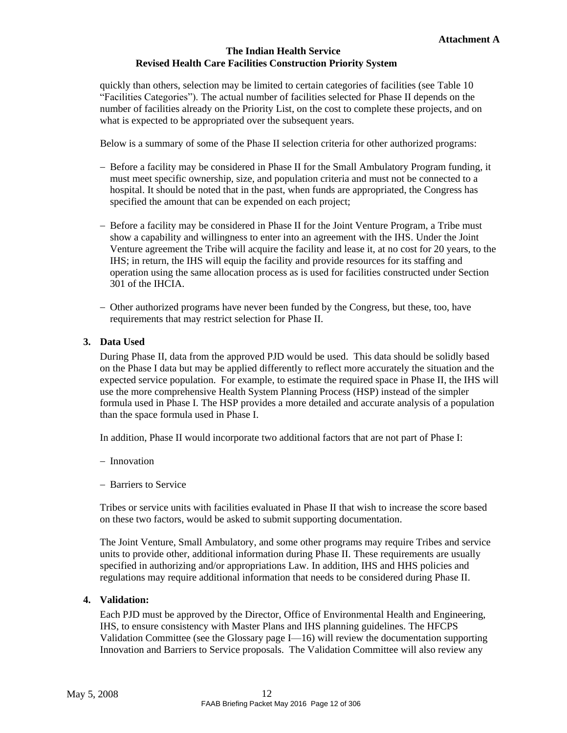quickly than others, selection may be limited to certain categories of facilities (see Table 10 “Facilities Categories”). The actual number of facilities selected for Phase II depends on the number of facilities already on the Priority List, on the cost to complete these projects, and on what is expected to be appropriated over the subsequent years.

Below is a summary of some of the Phase II selection criteria for other authorized programs:

- Before a facility may be considered in Phase II for the Small Ambulatory Program funding, it must meet specific ownership, size, and population criteria and must not be connected to a hospital. It should be noted that in the past, when funds are appropriated, the Congress has specified the amount that can be expended on each project;

- Before a facility may be considered in Phase II for the Joint Venture Program, a Tribe must show a capability and willingness to enter into an agreement with the IHS. Under the Joint Venture agreement the Tribe will acquire the facility and lease it, at no cost for 20 years, to the IHS; in return, the IHS will equip the facility and provide resources for its staffing and operation using the same allocation process as is used for facilities constructed under Section 301 of the IHCIA.

- Other authorized programs have never been funded by the Congress, but these, too, have requirements that may restrict selection for Phase II.

**3. Data Used**

During Phase II, data from the approved PJD would be used. This data should be solidly based on the Phase I data but may be applied differently to reflect more accurately the situation and the expected service population. For example, to estimate the required space in Phase II, the IHS will use the more comprehensive Health System Planning Process (HSP) instead of the simpler formula used in Phase I. The HSP provides a more detailed and accurate analysis of a population than the space formula used in Phase I.

In addition, Phase II would incorporate two additional factors that are not part of Phase I:

- Innovation

- Barriers to Service

Tribes or service units with facilities evaluated in Phase II that wish to increase the score based on these two factors, would be asked to submit supporting documentation.

The Joint Venture, Small Ambulatory, and some other programs may require Tribes and service units to provide other, additional information during Phase II. These requirements are usually specified in authorizing and/or appropriations Law. In addition, IHS and HHS policies and regulations may require additional information that needs to be considered during Phase II.

**4. Validation:**

Each PJD must be approved by the Director, Office of Environmental Health and Engineering, IHS, to ensure consistency with Master Plans and IHS planning guidelines. The HFCPS Validation Committee (see the Glossary page I—16) will review the documentation supporting Innovation and Barriers to Service proposals. The Validation Committee will also review any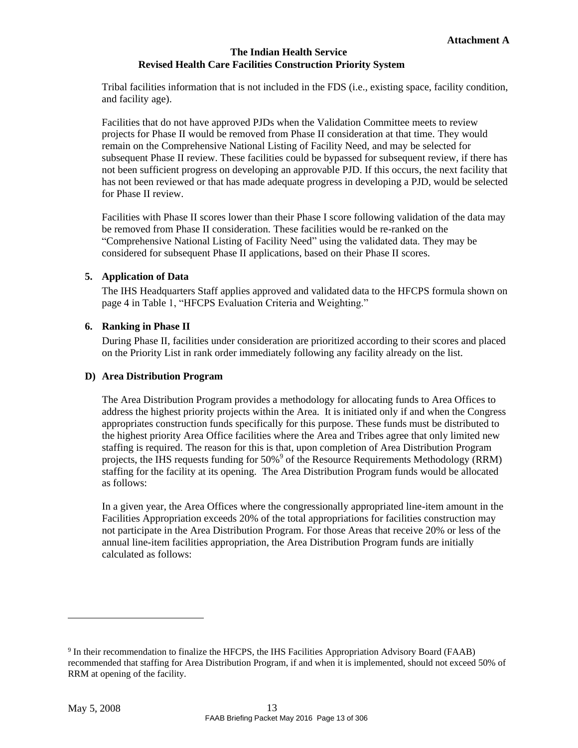Tribal facilities information that is not included in the FDS (i.e., existing space, facility condition, and facility age).

Facilities that do not have approved PJDs when the Validation Committee meets to review projects for Phase II would be removed from Phase II consideration at that time. They would remain on the Comprehensive National Listing of Facility Need, and may be selected for subsequent Phase II review. These facilities could be bypassed for subsequent review, if there has not been sufficient progress on developing an approvable PJD. If this occurs, the next facility that has not been reviewed or that has made adequate progress in developing a PJD, would be selected for Phase II review.

Facilities with Phase II scores lower than their Phase I score following validation of the data may be removed from Phase II consideration. These facilities would be re-ranked on the "Comprehensive National Listing of Facility Need" using the validated data. They may be considered for subsequent Phase II applications, based on their Phase II scores.

**5. Application of Data**

The IHS Headquarters Staff applies approved and validated data to the HFCPS formula shown on page 4 in Table 1, "HFCPS Evaluation Criteria and Weighting."

**6. Ranking in Phase II**

During Phase II, facilities under consideration are prioritized according to their scores and placed on the Priority List in rank order immediately following any facility already on the list.

**D) Area Distribution Program**

The Area Distribution Program provides a methodology for allocating funds to Area Offices to address the highest priority projects within the Area. It is initiated only if and when the Congress appropriates construction funds specifically for this purpose. These funds must be distributed to the highest priority Area Office facilities where the Area and Tribes agree that only limited new staffing is required. The reason for this is that, upon completion of Area Distribution Program projects, the IHS requests funding for 50%[9] of the Resource Requirements Methodology (RRM) staffing for the facility at its opening. The Area Distribution Program funds would be allocated as follows:

In a given year, the Area Offices where the congressionally appropriated line-item amount in the Facilities Appropriation exceeds 20% of the total appropriations for facilities construction may not participate in the Area Distribution Program. For those Areas that receive 20% or less of the annual line-item facilities appropriation, the Area Distribution Program funds are initially calculated as follows:

---

[9] In their recommendation to finalize the HFCPS, the IHS Facilities Appropriation Advisory Board (FAAB) recommended that staffing for Area Distribution Program, if and when it is implemented, should not exceed 50% of RRM at opening of the facility.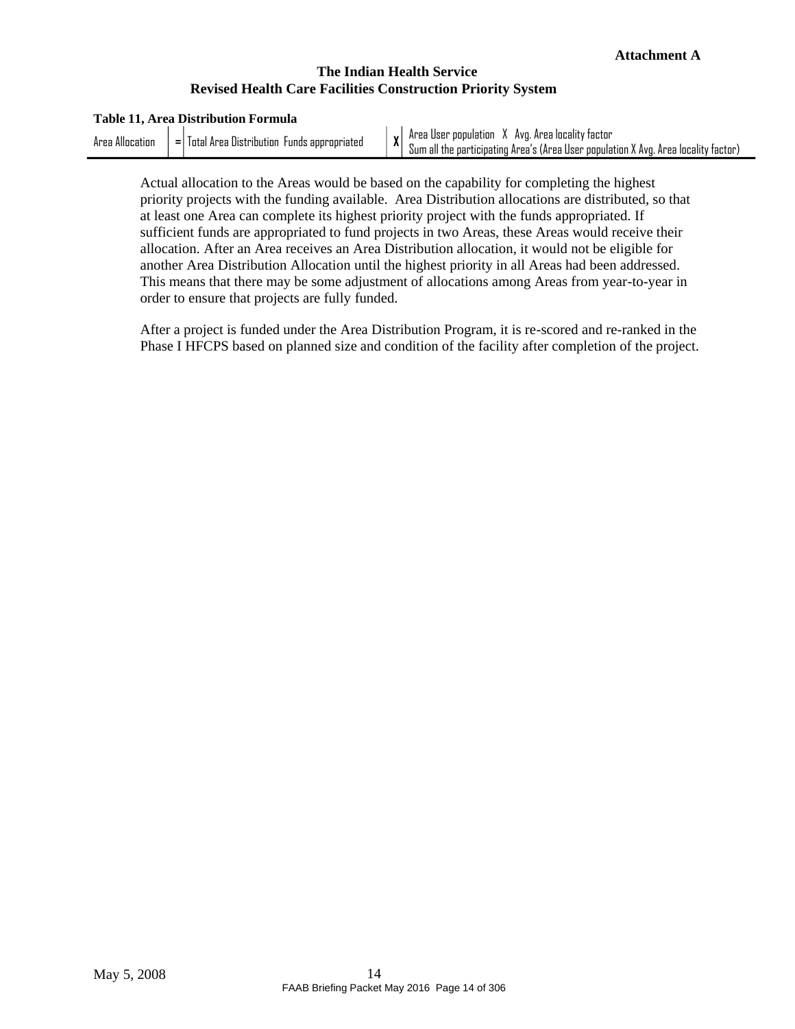**Attachment A**

**The Indian Health Service**
**Revised Health Care Facilities Construction Priority System**

**Table 11, Area Distribution Formula**

| Area Allocation | = | Total Area Distribution Funds appropriated | X | Area User population X Avg. Area locality factor / Sum all the participating Area's (Area User population X Avg. Area locality factor) |
|---|---|---|---|---|

Actual allocation to the Areas would be based on the capability for completing the highest priority projects with the funding available. Area Distribution allocations are distributed, so that at least one Area can complete its highest priority project with the funds appropriated. If sufficient funds are appropriated to fund projects in two Areas, these Areas would receive their allocation. After an Area receives an Area Distribution allocation, it would not be eligible for another Area Distribution Allocation until the highest priority in all Areas had been addressed. This means that there may be some adjustment of allocations among Areas from year-to-year in order to ensure that projects are fully funded.

After a project is funded under the Area Distribution Program, it is re-scored and re-ranked in the Phase I HFCPS based on planned size and condition of the facility after completion of the project.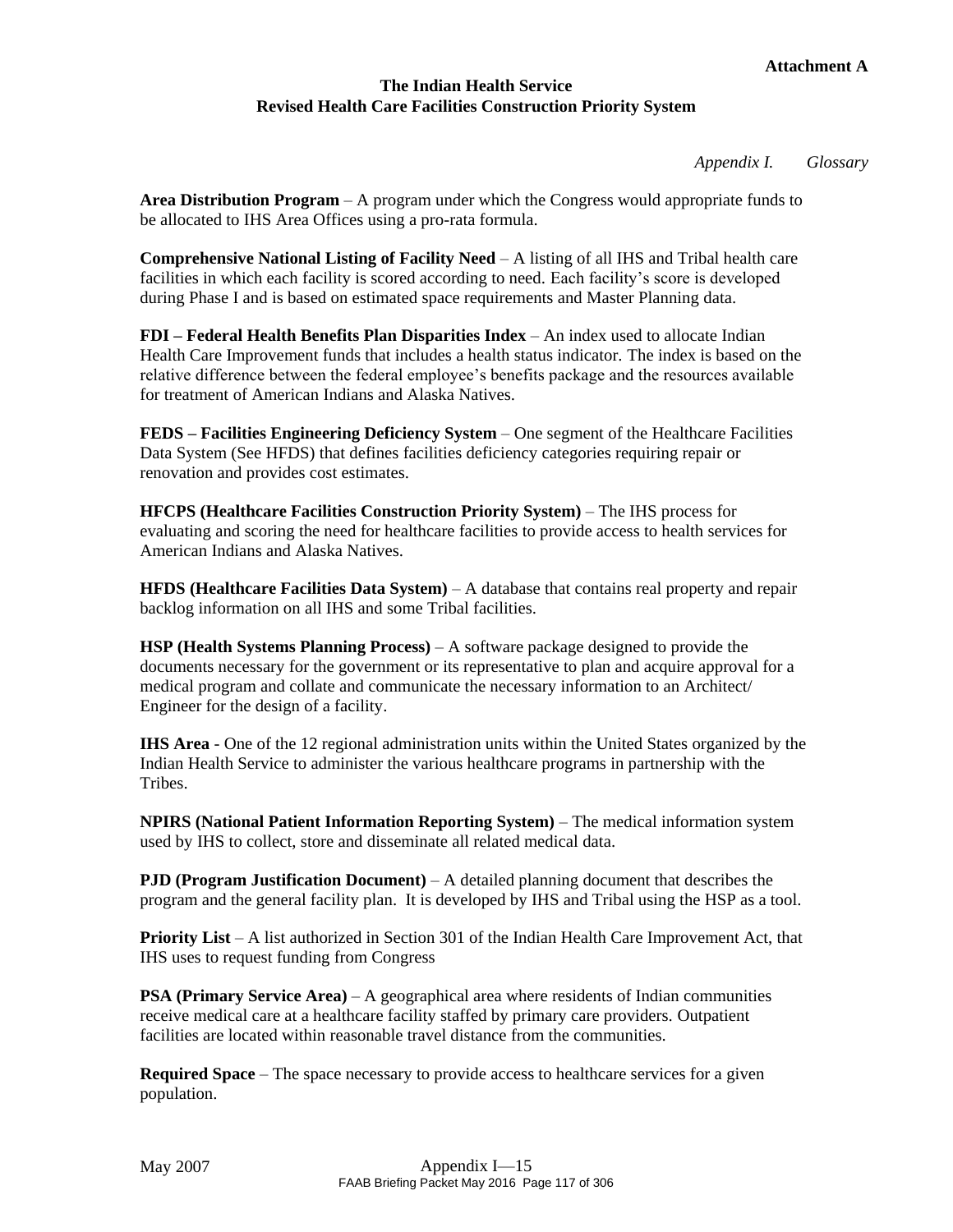**Attachment A**

**The Indian Health Service**
**Revised Health Care Facilities Construction Priority System**

*Appendix I. Glossary*

**Area Distribution Program** – A program under which the Congress would appropriate funds to be allocated to IHS Area Offices using a pro-rata formula.

**Comprehensive National Listing of Facility Need** – A listing of all IHS and Tribal health care facilities in which each facility is scored according to need. Each facility's score is developed during Phase I and is based on estimated space requirements and Master Planning data.

**FDI – Federal Health Benefits Plan Disparities Index** – An index used to allocate Indian Health Care Improvement funds that includes a health status indicator. The index is based on the relative difference between the federal employee's benefits package and the resources available for treatment of American Indians and Alaska Natives.

**FEDS – Facilities Engineering Deficiency System** – One segment of the Healthcare Facilities Data System (See HFDS) that defines facilities deficiency categories requiring repair or renovation and provides cost estimates.

**HFCPS (Healthcare Facilities Construction Priority System)** – The IHS process for evaluating and scoring the need for healthcare facilities to provide access to health services for American Indians and Alaska Natives.

**HFDS (Healthcare Facilities Data System)** – A database that contains real property and repair backlog information on all IHS and some Tribal facilities.

**HSP (Health Systems Planning Process)** – A software package designed to provide the documents necessary for the government or its representative to plan and acquire approval for a medical program and collate and communicate the necessary information to an Architect/ Engineer for the design of a facility.

**IHS Area** - One of the 12 regional administration units within the United States organized by the Indian Health Service to administer the various healthcare programs in partnership with the Tribes.

**NPIRS (National Patient Information Reporting System)** – The medical information system used by IHS to collect, store and disseminate all related medical data.

**PJD (Program Justification Document)** – A detailed planning document that describes the program and the general facility plan. It is developed by IHS and Tribal using the HSP as a tool.

**Priority List** – A list authorized in Section 301 of the Indian Health Care Improvement Act, that IHS uses to request funding from Congress

**PSA (Primary Service Area)** – A geographical area where residents of Indian communities receive medical care at a healthcare facility staffed by primary care providers. Outpatient facilities are located within reasonable travel distance from the communities.

**Required Space** – The space necessary to provide access to healthcare services for a given population.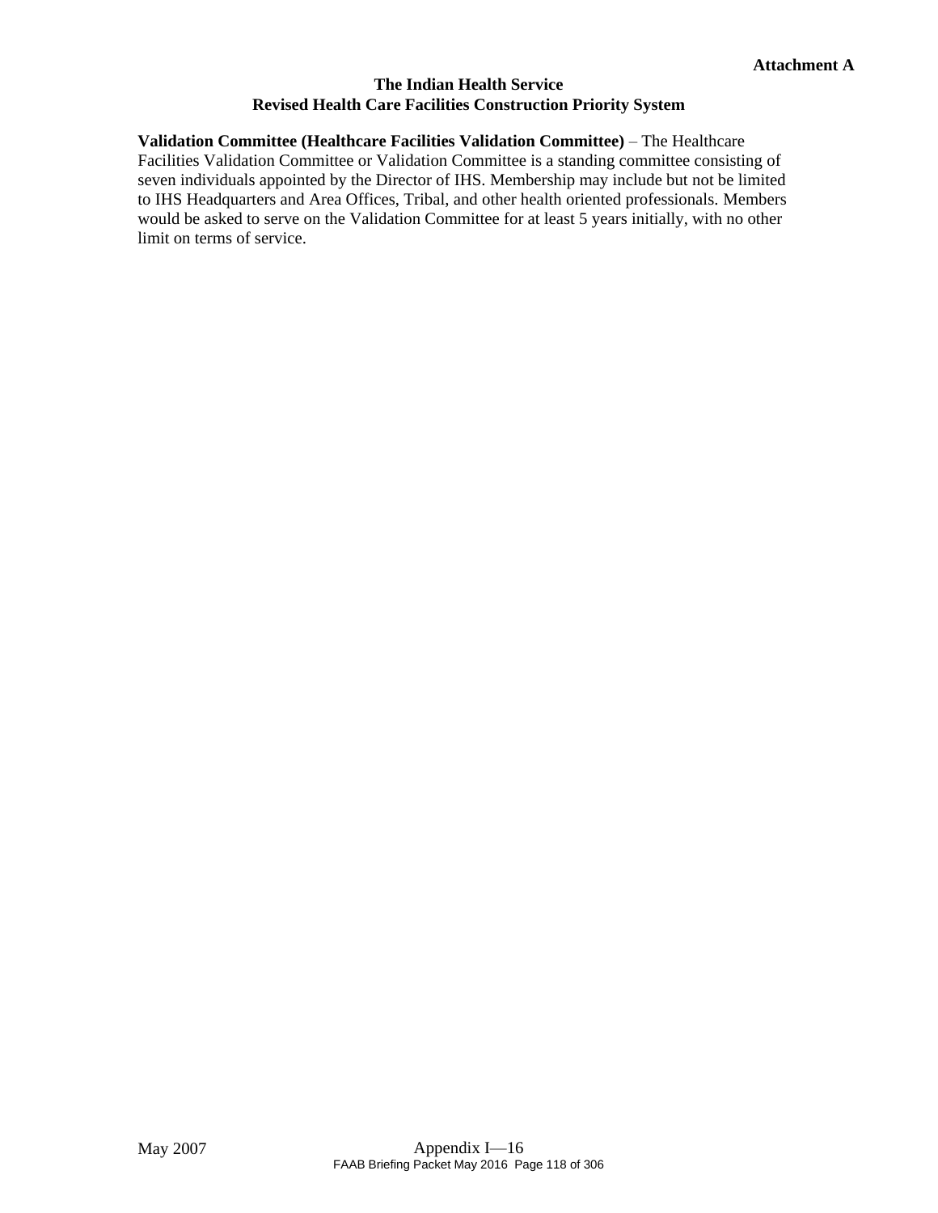**Attachment A**

**The Indian Health Service**
**Revised Health Care Facilities Construction Priority System**

**Validation Committee (Healthcare Facilities Validation Committee)** – The Healthcare Facilities Validation Committee or Validation Committee is a standing committee consisting of seven individuals appointed by the Director of IHS. Membership may include but not be limited to IHS Headquarters and Area Offices, Tribal, and other health oriented professionals. Members would be asked to serve on the Validation Committee for at least 5 years initially, with no other limit on terms of service.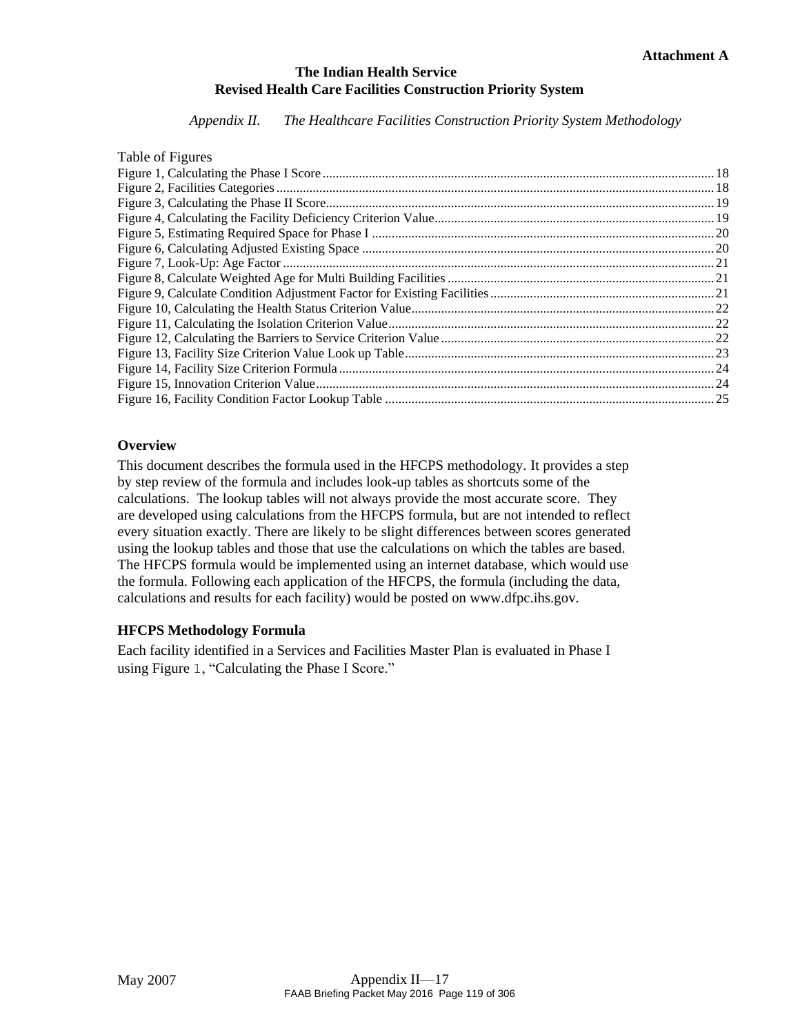**Attachment A**

**The Indian Health Service**
**Revised Health Care Facilities Construction Priority System**

*Appendix II. The Healthcare Facilities Construction Priority System Methodology*

Table of Figures

- Figure 1, Calculating the Phase I Score ..... 18
- Figure 2, Facilities Categories ..... 18
- Figure 3, Calculating the Phase II Score ..... 19
- Figure 4, Calculating the Facility Deficiency Criterion Value ..... 19
- Figure 5, Estimating Required Space for Phase I ..... 20
- Figure 6, Calculating Adjusted Existing Space ..... 20
- Figure 7, Look-Up: Age Factor ..... 21
- Figure 8, Calculate Weighted Age for Multi Building Facilities ..... 21
- Figure 9, Calculate Condition Adjustment Factor for Existing Facilities ..... 21
- Figure 10, Calculating the Health Status Criterion Value ..... 22
- Figure 11, Calculating the Isolation Criterion Value ..... 22
- Figure 12, Calculating the Barriers to Service Criterion Value ..... 22
- Figure 13, Facility Size Criterion Value Look up Table ..... 23
- Figure 14, Facility Size Criterion Formula ..... 24
- Figure 15, Innovation Criterion Value ..... 24
- Figure 16, Facility Condition Factor Lookup Table ..... 25

## Overview

This document describes the formula used in the HFCPS methodology. It provides a step by step review of the formula and includes look-up tables as shortcuts some of the calculations. The lookup tables will not always provide the most accurate score. They are developed using calculations from the HFCPS formula, but are not intended to reflect every situation exactly. There are likely to be slight differences between scores generated using the lookup tables and those that use the calculations on which the tables are based. The HFCPS formula would be implemented using an internet database, which would use the formula. Following each application of the HFCPS, the formula (including the data, calculations and results for each facility) would be posted on www.dfpc.ihs.gov.

## HFCPS Methodology Formula

Each facility identified in a Services and Facilities Master Plan is evaluated in Phase I using Figure 1, “Calculating the Phase I Score.”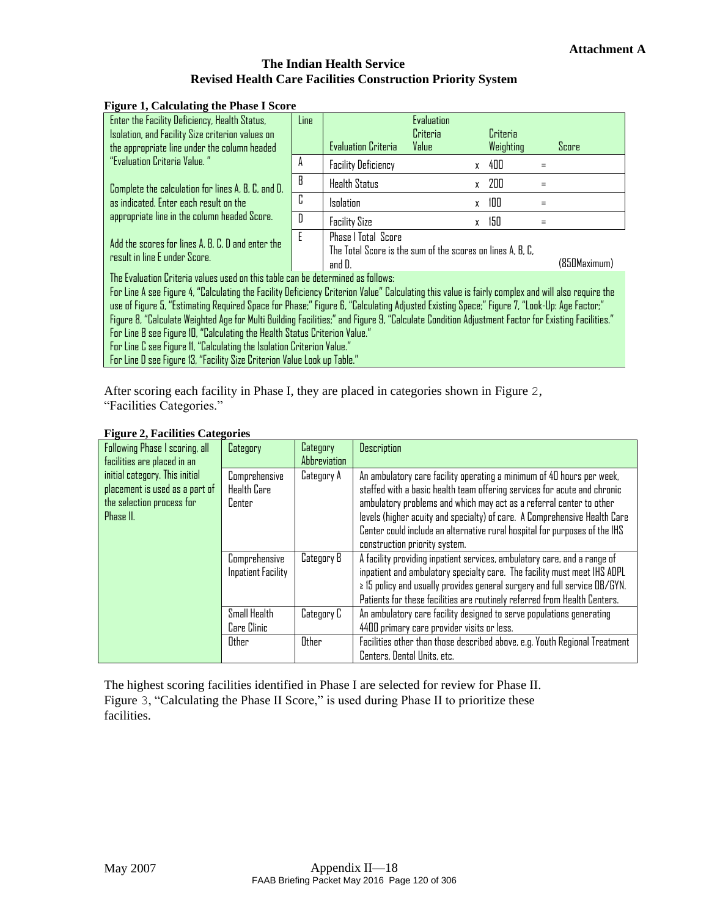**Attachment A**

## The Indian Health Service
## Revised Health Care Facilities Construction Priority System

**Figure 1, Calculating the Phase I Score**

| Instructions | Line | Evaluation Criteria | Evaluation Criteria Value | | Criteria Weighting | | Score |
|---|---|---|---|---|---|---|---|
| Enter the Facility Deficiency, Health Status, Isolation, and Facility Size criterion values on the appropriate line under the column headed "Evaluation Criteria Value." | A | Facility Deficiency | | x | 400 | = | |
| Complete the calculation for lines A, B, C, and D. as indicated. Enter each result on the appropriate line in the column headed Score. | B | Health Status | | x | 200 | = | |
| | C | Isolation | | x | 100 | = | |
| | D | Facility Size | | x | 150 | = | |
| Add the scores for lines A, B, C, D and enter the result in line E under Score. | E | Phase I Total Score<br>The Total Score is the sum of the scores on lines A, B, C, and D. | | | | | (850Maximum) |

The Evaluation Criteria values used on this table can be determined as follows:
For Line A see Figure 4, "Calculating the Facility Deficiency Criterion Value" Calculating this value is fairly complex and will also require the use of Figure 5, "Estimating Required Space for Phase;" Figure 6, "Calculating Adjusted Existing Space;" Figure 7, "Look-Up: Age Factor;" Figure 8, "Calculate Weighted Age for Multi Building Facilities;" and Figure 9, "Calculate Condition Adjustment Factor for Existing Facilities."
For Line B see Figure 10, "Calculating the Health Status Criterion Value."
For Line C see Figure 11, "Calculating the Isolation Criterion Value."
For Line D see Figure 13, "Facility Size Criterion Value Look up Table."

After scoring each facility in Phase I, they are placed in categories shown in Figure 2, "Facilities Categories."

**Figure 2, Facilities Categories**

| | Category | Category Abbreviation | Description |
|---|---|---|---|
| Following Phase I scoring, all facilities are placed in an initial category. This initial placement is used as a part of the selection process for Phase II. | Comprehensive Health Care Center | Category A | An ambulatory care facility operating a minimum of 40 hours per week, staffed with a basic health team offering services for acute and chronic ambulatory problems and which may act as a referral center to other levels (higher acuity and specialty) of care. A Comprehensive Health Care Center could include an alternative rural hospital for purposes of the IHS construction priority system. |
| | Comprehensive Inpatient Facility | Category B | A facility providing inpatient services, ambulatory care, and a range of inpatient and ambulatory specialty care. The facility must meet IHS ADPL ≥ 15 policy and usually provides general surgery and full service OB/GYN. Patients for these facilities are routinely referred from Health Centers. |
| | Small Health Care Clinic | Category C | An ambulatory care facility designed to serve populations generating 4400 primary care provider visits or less. |
| | Other | Other | Facilities other than those described above, e.g. Youth Regional Treatment Centers, Dental Units, etc. |

The highest scoring facilities identified in Phase I are selected for review for Phase II. Figure 3, "Calculating the Phase II Score," is used during Phase II to prioritize these facilities.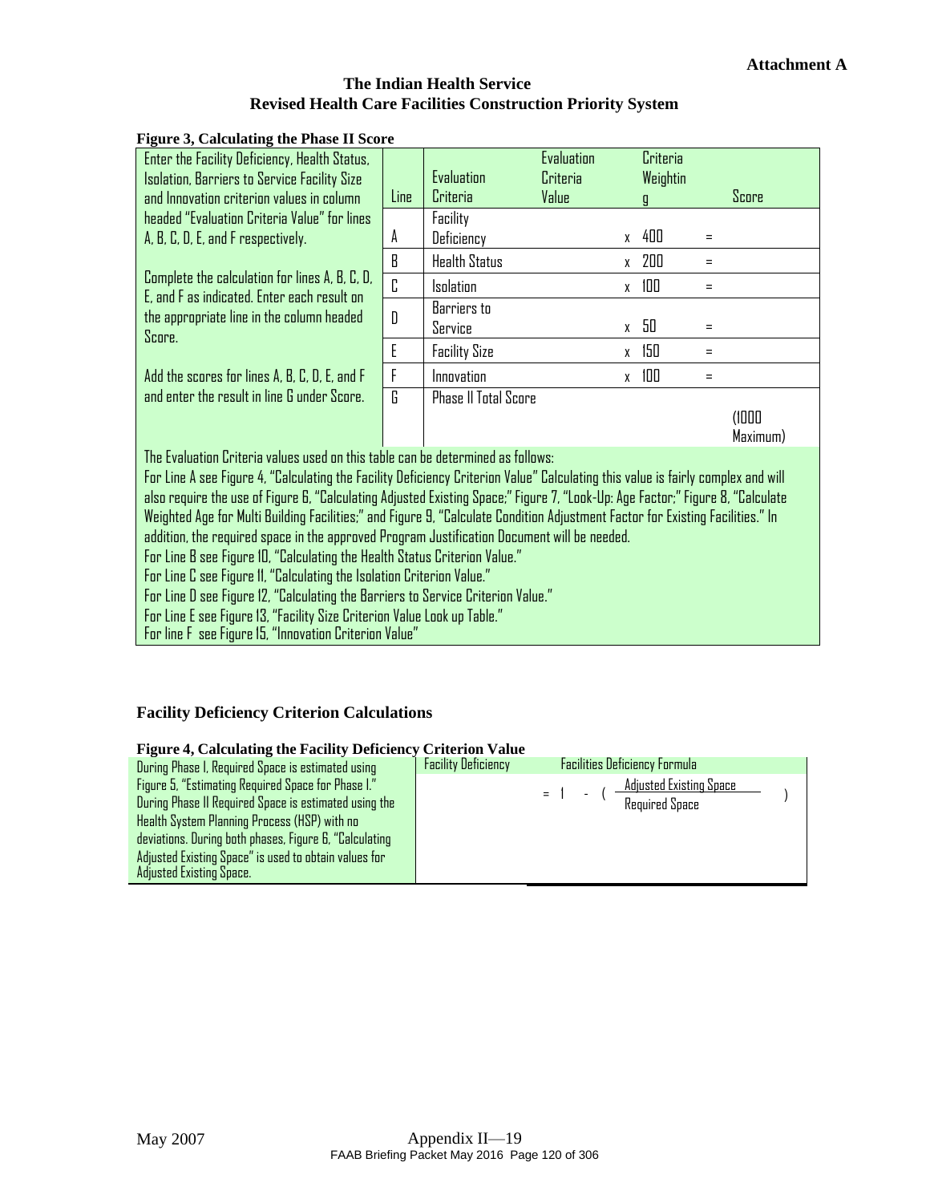**Attachment A**

**The Indian Health Service**
**Revised Health Care Facilities Construction Priority System**

**Figure 3, Calculating the Phase II Score**

Enter the Facility Deficiency, Health Status, Isolation, Barriers to Service Facility Size and Innovation criterion values in column headed "Evaluation Criteria Value" for lines A, B, C, D, E, and F respectively.

Complete the calculation for lines A, B, C, D, E, and F as indicated. Enter each result on the appropriate line in the column headed Score.

Add the scores for lines A, B, C, D, E, and F and enter the result in line G under Score.

| Line | Evaluation Criteria | Evaluation Criteria Value | | Criteria Weighting | | Score |
|---|---|---|---|---|---|---|
| A | Facility Deficiency | | x | 400 | = | |
| B | Health Status | | x | 200 | = | |
| C | Isolation | | x | 100 | = | |
| D | Barriers to Service | | x | 50 | = | |
| E | Facility Size | | x | 150 | = | |
| F | Innovation | | x | 100 | = | |
| G | Phase II Total Score | | | | | (1000 Maximum) |

The Evaluation Criteria values used on this table can be determined as follows:
For Line A see Figure 4, "Calculating the Facility Deficiency Criterion Value" Calculating this value is fairly complex and will also require the use of Figure 6, "Calculating Adjusted Existing Space;" Figure 7, "Look-Up: Age Factor;" Figure 8, "Calculate Weighted Age for Multi Building Facilities;" and Figure 9, "Calculate Condition Adjustment Factor for Existing Facilities." In addition, the required space in the approved Program Justification Document will be needed.
For Line B see Figure 10, "Calculating the Health Status Criterion Value."
For Line C see Figure 11, "Calculating the Isolation Criterion Value."
For Line D see Figure 12, "Calculating the Barriers to Service Criterion Value."
For Line E see Figure 13, "Facility Size Criterion Value Look up Table."
For line F see Figure 15, "Innovation Criterion Value"

## Facility Deficiency Criterion Calculations

**Figure 4, Calculating the Facility Deficiency Criterion Value**

| | Facility Deficiency | Facilities Deficiency Formula |
|---|---|---|
| During Phase I, Required Space is estimated using Figure 5, "Estimating Required Space for Phase I." During Phase II Required Space is estimated using the Health System Planning Process (HSP) with no deviations. During both phases, Figure 6, "Calculating Adjusted Existing Space" is used to obtain values for Adjusted Existing Space. | | $= 1 - \left( \frac{\text{Adjusted Existing Space}}{\text{Required Space}} \right)$ |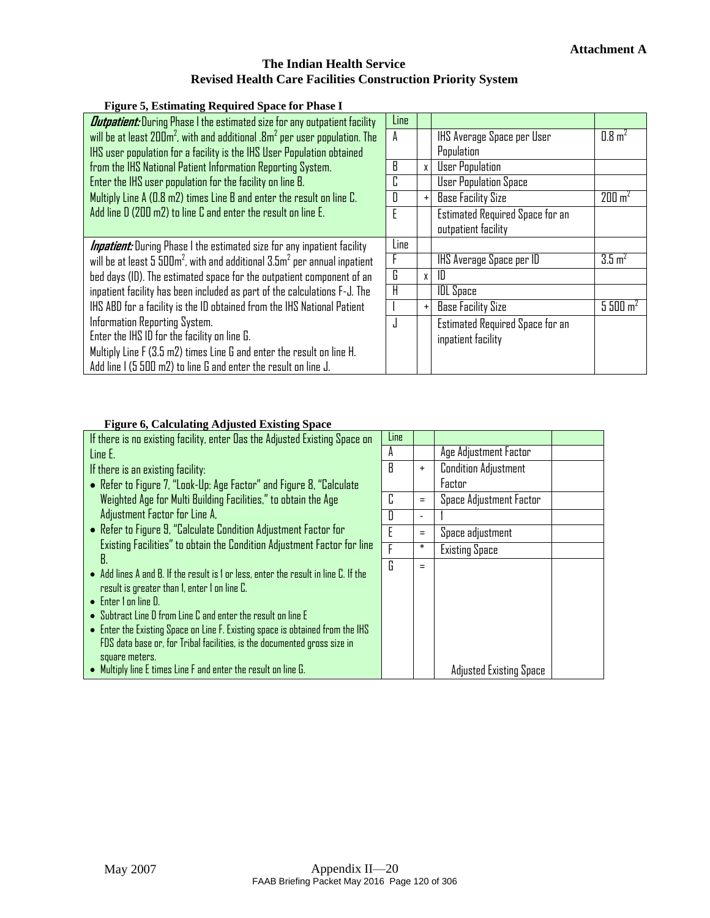Attachment A

# The Indian Health Service
## Revised Health Care Facilities Construction Priority System

**Figure 5, Estimating Required Space for Phase I**

| | Line | | | |
|---|---|---|---|---|
| ***Outpatient:*** During Phase I the estimated size for any outpatient facility will be at least 200m², with and additional .8m² per user population. The IHS user population for a facility is the IHS User Population obtained from the IHS National Patient Information Reporting System. Enter the IHS user population for the facility on line B. Multiply Line A (0.8 m2) times Line B and enter the result on line C. Add line D (200 m2) to line C and enter the result on line E. | A | | IHS Average Space per User Population | 0.8 m² |
| | B | x | User Population | |
| | C | | User Population Space | |
| | D | + | Base Facility Size | 200 m² |
| | E | | Estimated Required Space for an outpatient facility | |
| | Line | | | |
| ***Inpatient:*** During Phase I the estimated size for any inpatient facility will be at least 5 500m², with and additional 3.5m² per annual inpatient bed days (ID). The estimated space for the outpatient component of an inpatient facility has been included as part of the calculations F-J. The IHS ABD for a facility is the ID obtained from the IHS National Patient Information Reporting System. Enter the IHS ID for the facility on line G. Multiply Line F (3.5 m2) times Line G and enter the result on line H. Add line I (5 500 m2) to line G and enter the result on line J. | F | | IHS Average Space per ID | 3.5 m² |
| | G | x | ID | |
| | H | | IDL Space | |
| | I | + | Base Facility Size | 5 500 m² |
| | J | | Estimated Required Space for an inpatient facility | |

**Figure 6, Calculating Adjusted Existing Space**

| | Line | | | |
|---|---|---|---|---|
| If there is no existing facility, enter 0as the Adjusted Existing Space on Line E. | A | | Age Adjustment Factor | |
| If there is an existing facility:<br>• Refer to Figure 7, "Look-Up: Age Factor" and Figure 8, "Calculate Weighted Age for Multi Building Facilities," to obtain the Age Adjustment Factor for Line A,<br>• Refer to Figure 9, "Calculate Condition Adjustment Factor for Existing Facilities" to obtain the Condition Adjustment Factor for line B.<br>• Add lines A and B. If the result is 1 or less, enter the result in line C. If the result is greater than 1, enter 1 on line C.<br>• Enter 1 on line D.<br>• Subtract Line D from Line C and enter the result on line E<br>• Enter the Existing Space on Line F. Existing space is obtained from the IHS FDS data base or, for Tribal facilities, is the documented gross size in square meters.<br>• Multiply line E times Line F and enter the result on line G. | B | + | Condition Adjustment Factor | |
| | C | = | Space Adjustment Factor | |
| | D | - | 1 | |
| | E | = | Space adjustment | |
| | F | * | Existing Space | |
| | G | = | Adjusted Existing Space | |

May 2007 Appendix II—20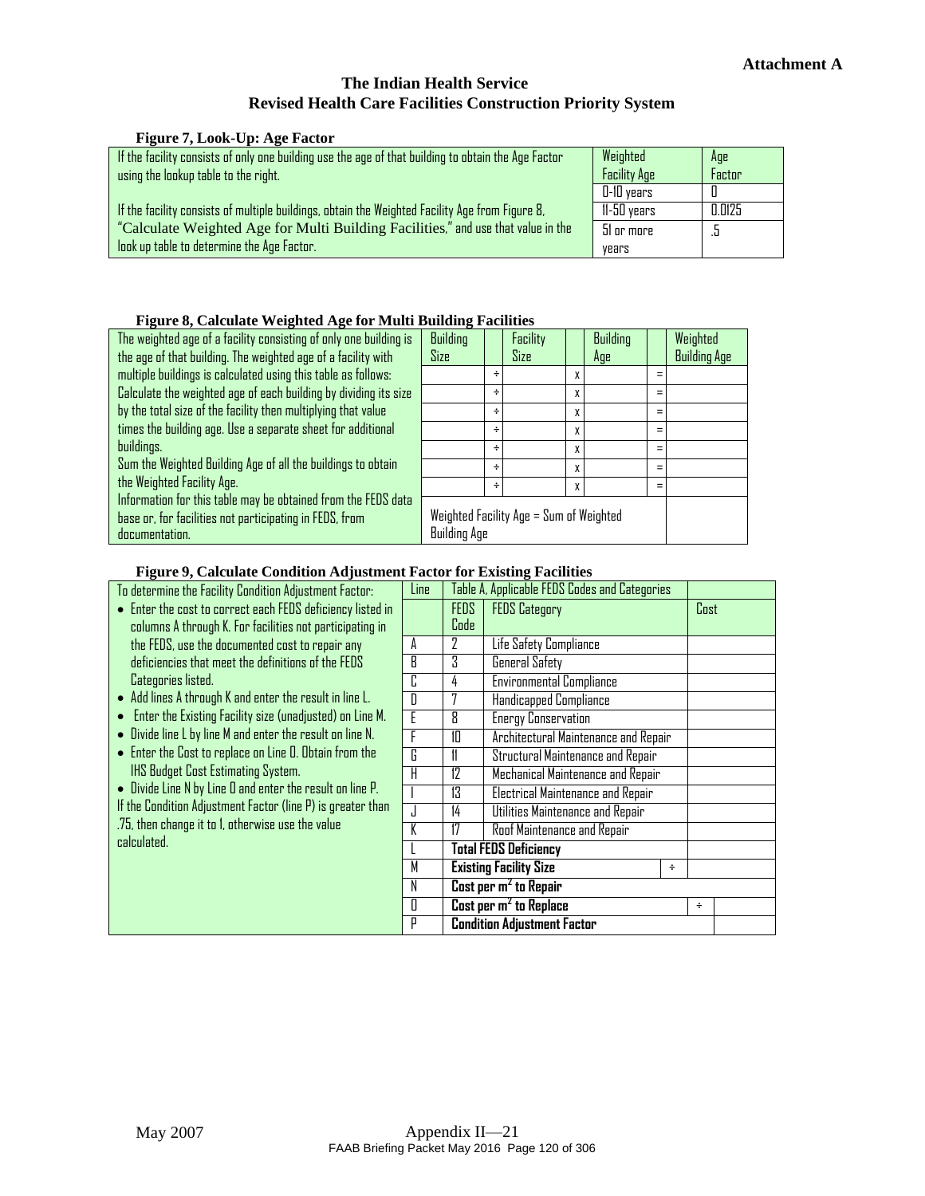**Attachment A**

# The Indian Health Service
## Revised Health Care Facilities Construction Priority System

### Figure 7, Look-Up: Age Factor

| If the facility consists of only one building use the age of that building to obtain the Age Factor using the lookup table to the right. If the facility consists of multiple buildings, obtain the Weighted Facility Age from Figure 8, "Calculate Weighted Age for Multi Building Facilities," and use that value in the look up table to determine the Age Factor. | Weighted Facility Age | Age Factor |
|---|---|---|
| | 0-10 years | 0 |
| | 11-50 years | 0.0125 |
| | 51 or more years | .5 |

### Figure 8, Calculate Weighted Age for Multi Building Facilities

The weighted age of a facility consisting of only one building is the age of that building. The weighted age of a facility with multiple buildings is calculated using this table as follows: Calculate the weighted age of each building by dividing its size by the total size of the facility then multiplying that value times the building age. Use a separate sheet for additional buildings.
Sum the Weighted Building Age of all the buildings to obtain the Weighted Facility Age.
Information for this table may be obtained from the FEDS data base or, for facilities not participating in FEDS, from documentation.

| Building Size | | Facility Size | | Building Age | | Weighted Building Age |
|---|---|---|---|---|---|---|
| | ÷ | | x | | = | |
| | ÷ | | x | | = | |
| | ÷ | | x | | = | |
| | ÷ | | x | | = | |
| | ÷ | | x | | = | |
| | ÷ | | x | | = | |
| | ÷ | | x | | = | |
| Weighted Facility Age = Sum of Weighted Building Age | | | | | | |

### Figure 9, Calculate Condition Adjustment Factor for Existing Facilities

To determine the Facility Condition Adjustment Factor:

- Enter the cost to correct each FEDS deficiency listed in columns A through K. For facilities not participating in the FEDS, use the documented cost to repair any deficiencies that meet the definitions of the FEDS Categories listed.
- Add lines A through K and enter the result in line L.
- Enter the Existing Facility size (unadjusted) on Line M.
- Divide line L by line M and enter the result on line N.
- Enter the Cost to replace on Line O. Obtain from the IHS Budget Cost Estimating System.
- Divide Line N by Line O and enter the result on line P.

If the Condition Adjustment Factor (line P) is greater than .75, then change it to 1, otherwise use the value calculated.

| Line | Table A, Applicable FEDS Codes and Categories | | | |
|---|---|---|---|---|
| | FEDS Code | FEDS Category | | Cost |
| A | 2 | Life Safety Compliance | | |
| B | 3 | General Safety | | |
| C | 4 | Environmental Compliance | | |
| D | 7 | Handicapped Compliance | | |
| E | 8 | Energy Conservation | | |
| F | 10 | Architectural Maintenance and Repair | | |
| G | 11 | Structural Maintenance and Repair | | |
| H | 12 | Mechanical Maintenance and Repair | | |
| I | 13 | Electrical Maintenance and Repair | | |
| J | 14 | Utilities Maintenance and Repair | | |
| K | 17 | Roof Maintenance and Repair | | |
| L | **Total FEDS Deficiency** | | | |
| M | **Existing Facility Size** | | ÷ | |
| N | **Cost per m² to Repair** | | | |
| O | **Cost per m² to Replace** | | ÷ | |
| P | **Condition Adjustment Factor** | | | |

May 2007 Appendix II—21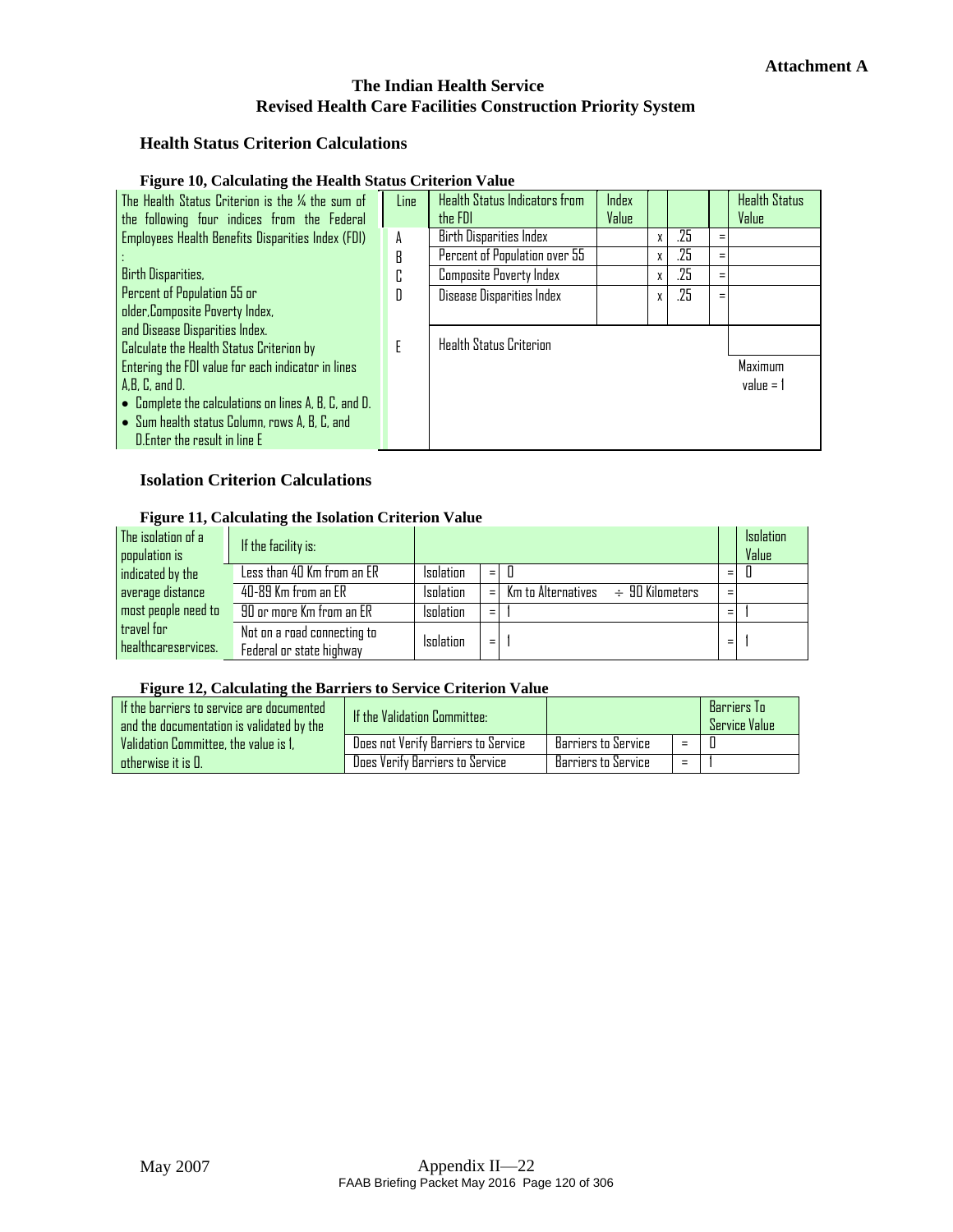**Attachment A**

## The Indian Health Service
## Revised Health Care Facilities Construction Priority System

### Health Status Criterion Calculations

**Figure 10, Calculating the Health Status Criterion Value**

| The Health Status Criterion is the ¼ the sum of the following four indices from the Federal Employees Health Benefits Disparities Index (FDI) : Birth Disparities, Percent of Population 55 or older, Composite Poverty Index, and Disease Disparities Index. Calculate the Health Status Criterion by Entering the FDI value for each indicator in lines A, B, C, and D. • Complete the calculations on lines A, B, C, and D. • Sum health status Column, rows A, B, C, and D. Enter the result in line E | Line | Health Status Indicators from the FDI | Index Value | | | | Health Status Value |
|---|---|---|---|---|---|---|---|
| | A | Birth Disparities Index | | x | .25 | = | |
| | B | Percent of Population over 55 | | x | .25 | = | |
| | C | Composite Poverty Index | | x | .25 | = | |
| | D | Disease Disparities Index | | x | .25 | = | |
| | E | Health Status Criterion | | | | | Maximum value = 1 |

### Isolation Criterion Calculations

**Figure 11, Calculating the Isolation Criterion Value**

| The isolation of a population is indicated by the average distance most people need to travel for healthcareservices. | If the facility is: | | | | | Isolation Value |
|---|---|---|---|---|---|---|
| | Less than 40 Km from an ER | Isolation | = | 0 | = | 0 |
| | 40-89 Km from an ER | Isolation | = | Km to Alternatives ÷ 90 Kilometers | = | |
| | 90 or more Km from an ER | Isolation | = | 1 | = | 1 |
| | Not on a road connecting to Federal or state highway | Isolation | = | 1 | = | 1 |

**Figure 12, Calculating the Barriers to Service Criterion Value**

| If the barriers to service are documented and the documentation is validated by the Validation Committee, the value is 1, otherwise it is 0. | If the Validation Committee: | | | Barriers To Service Value |
|---|---|---|---|---|
| | Does not Verify Barriers to Service | Barriers to Service | = | 0 |
| | Does Verify Barriers to Service | Barriers to Service | = | 1 |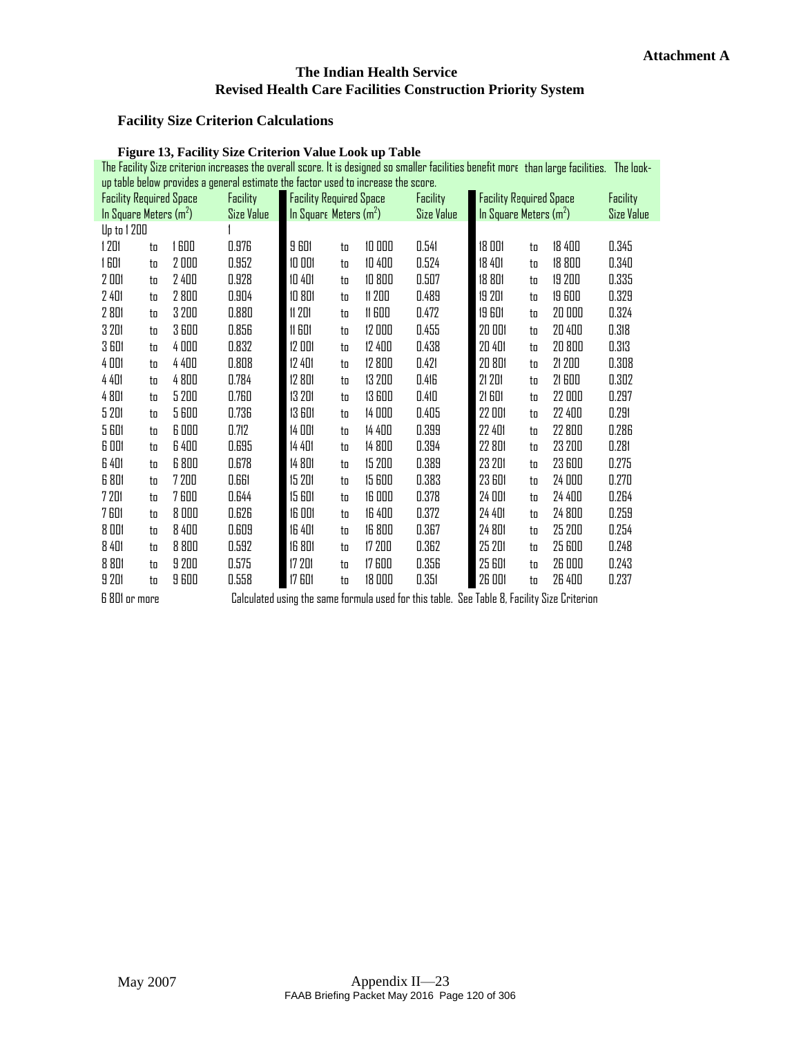**Attachment A**

## The Indian Health Service
## Revised Health Care Facilities Construction Priority System

### Facility Size Criterion Calculations

**Figure 13, Facility Size Criterion Value Look up Table**

The Facility Size criterion increases the overall score. It is designed so smaller facilities benefit more than large facilities. The look-up table below provides a general estimate the factor used to increase the score.

| Facility Required Space In Square Meters ($m^2$) | | | Facility Size Value | Facility Required Space In Square Meters ($m^2$) | | | Facility Size Value | Facility Required Space In Square Meters ($m^2$) | | | Facility Size Value |
|---|---|---|---|---|---|---|---|---|---|---|---|
| Up to 1 200 | | | 1 | | | | | | | | |
| 1 201 | to | 1 600 | 0.976 | 9 601 | to | 10 000 | 0.541 | 18 001 | to | 18 400 | 0.345 |
| 1 601 | to | 2 000 | 0.952 | 10 001 | to | 10 400 | 0.524 | 18 401 | to | 18 800 | 0.340 |
| 2 001 | to | 2 400 | 0.928 | 10 401 | to | 10 800 | 0.507 | 18 801 | to | 19 200 | 0.335 |
| 2 401 | to | 2 800 | 0.904 | 10 801 | to | 11 200 | 0.489 | 19 201 | to | 19 600 | 0.329 |
| 2 801 | to | 3 200 | 0.880 | 11 201 | to | 11 600 | 0.472 | 19 601 | to | 20 000 | 0.324 |
| 3 201 | to | 3 600 | 0.856 | 11 601 | to | 12 000 | 0.455 | 20 001 | to | 20 400 | 0.318 |
| 3 601 | to | 4 000 | 0.832 | 12 001 | to | 12 400 | 0.438 | 20 401 | to | 20 800 | 0.313 |
| 4 001 | to | 4 400 | 0.808 | 12 401 | to | 12 800 | 0.421 | 20 801 | to | 21 200 | 0.308 |
| 4 401 | to | 4 800 | 0.784 | 12 801 | to | 13 200 | 0.416 | 21 201 | to | 21 600 | 0.302 |
| 4 801 | to | 5 200 | 0.760 | 13 201 | to | 13 600 | 0.410 | 21 601 | to | 22 000 | 0.297 |
| 5 201 | to | 5 600 | 0.736 | 13 601 | to | 14 000 | 0.405 | 22 001 | to | 22 400 | 0.291 |
| 5 601 | to | 6 000 | 0.712 | 14 001 | to | 14 400 | 0.399 | 22 401 | to | 22 800 | 0.286 |
| 6 001 | to | 6 400 | 0.695 | 14 401 | to | 14 800 | 0.394 | 22 801 | to | 23 200 | 0.281 |
| 6 401 | to | 6 800 | 0.678 | 14 801 | to | 15 200 | 0.389 | 23 201 | to | 23 600 | 0.275 |
| 6 801 | to | 7 200 | 0.661 | 15 201 | to | 15 600 | 0.383 | 23 601 | to | 24 000 | 0.270 |
| 7 201 | to | 7 600 | 0.644 | 15 601 | to | 16 000 | 0.378 | 24 001 | to | 24 400 | 0.264 |
| 7 601 | to | 8 000 | 0.626 | 16 001 | to | 16 400 | 0.372 | 24 401 | to | 24 800 | 0.259 |
| 8 001 | to | 8 400 | 0.609 | 16 401 | to | 16 800 | 0.367 | 24 801 | to | 25 200 | 0.254 |
| 8 401 | to | 8 800 | 0.592 | 16 801 | to | 17 200 | 0.362 | 25 201 | to | 25 600 | 0.248 |
| 8 801 | to | 9 200 | 0.575 | 17 201 | to | 17 600 | 0.356 | 25 601 | to | 26 000 | 0.243 |
| 9 201 | to | 9 600 | 0.558 | 17 601 | to | 18 000 | 0.351 | 26 001 | to | 26 400 | 0.237 |

6 801 or more    Calculated using the same formula used for this table. See Table 8, Facility Size Criterion

May 2007    Appendix II—23

FAAB Briefing Packet May 2016 Page 120 of 306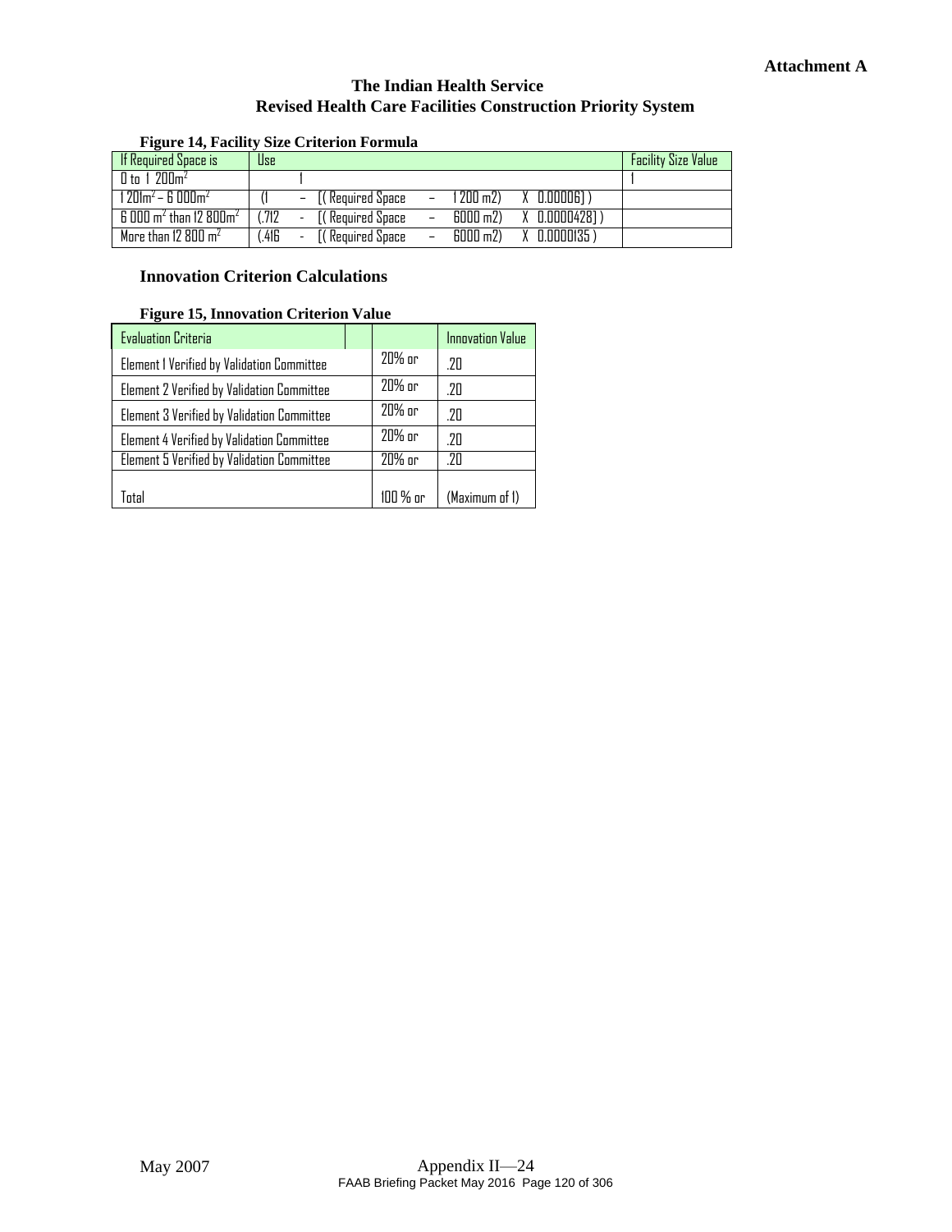**Attachment A**

**The Indian Health Service**
**Revised Health Care Facilities Construction Priority System**

**Figure 14, Facility Size Criterion Formula**

| If Required Space is | Use | Facility Size Value |
|---|---|---|
| 0 to 1 200m$^2$ | 1 | 1 |
| 1 201m$^2$ – 6 000m$^2$ | (1 – [( Required Space – 1 200 m2) X 0.00006] ) | |
| 6 000 m$^2$ than 12 800m$^2$ | (.712 - [( Required Space – 6000 m2) X 0.0000428] ) | |
| More than 12 800 m$^2$ | (.416 - [( Required Space – 6000 m2) X 0.0000135 ) | |

**Innovation Criterion Calculations**

**Figure 15, Innovation Criterion Value**

| Evaluation Criteria | | Innovation Value |
|---|---|---|
| Element 1 Verified by Validation Committee | 20% or | .20 |
| Element 2 Verified by Validation Committee | 20% or | .20 |
| Element 3 Verified by Validation Committee | 20% or | .20 |
| Element 4 Verified by Validation Committee | 20% or | .20 |
| Element 5 Verified by Validation Committee | 20% or | .20 |
| Total | 100 % or | (Maximum of 1) |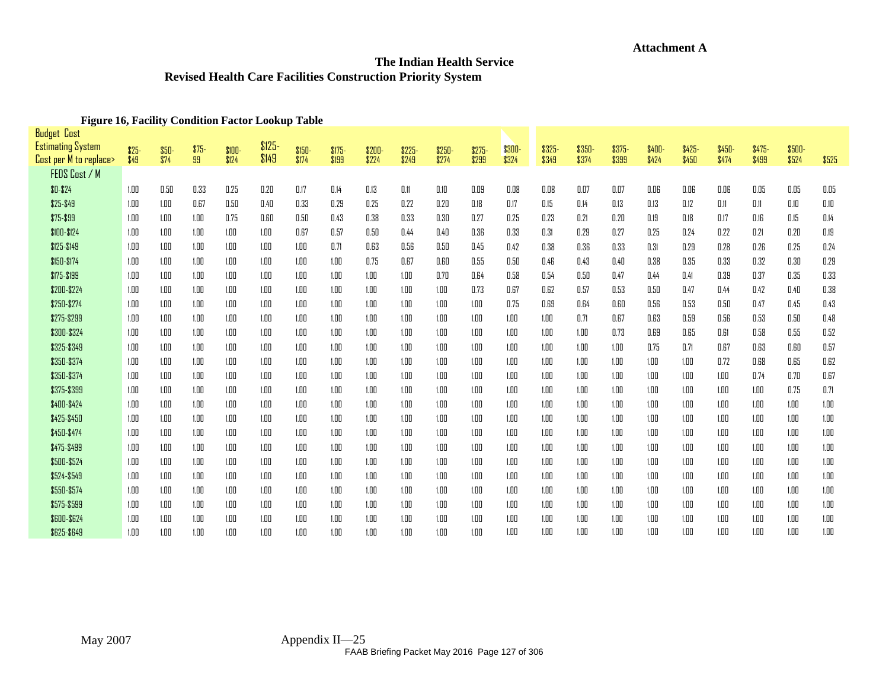**Attachment A**

## The Indian Health Service
## Revised Health Care Facilities Construction Priority System

**Figure 16, Facility Condition Factor Lookup Table**

| Budget Cost Estimating System Cost per M to replace> | $25-$49 | $50-$74 | $75-99 | $100-$124 | $125-$149 | $150-$174 | $175-$199 | $200-$224 | $225-$249 | $250-$274 | $275-$299 | $300-$324 | $325-$349 | $350-$374 | $375-$399 | $400-$424 | $425-$450 | $450-$474 | $475-$499 | $500-$524 | $525 |
|---|---|---|---|---|---|---|---|---|---|---|---|---|---|---|---|---|---|---|---|---|---|
| FEDS Cost / M | | | | | | | | | | | | | | | | | | | | | |
| $0-$24 | 1.00 | 0.50 | 0.33 | 0.25 | 0.20 | 0.17 | 0.14 | 0.13 | 0.11 | 0.10 | 0.09 | 0.08 | 0.08 | 0.07 | 0.07 | 0.06 | 0.06 | 0.06 | 0.05 | 0.05 | 0.05 |
| $25-$49 | 1.00 | 1.00 | 0.67 | 0.50 | 0.40 | 0.33 | 0.29 | 0.25 | 0.22 | 0.20 | 0.18 | 0.17 | 0.15 | 0.14 | 0.13 | 0.13 | 0.12 | 0.11 | 0.11 | 0.10 | 0.10 |
| $75-$99 | 1.00 | 1.00 | 1.00 | 0.75 | 0.60 | 0.50 | 0.43 | 0.38 | 0.33 | 0.30 | 0.27 | 0.25 | 0.23 | 0.21 | 0.20 | 0.19 | 0.18 | 0.17 | 0.16 | 0.15 | 0.14 |
| $100-$124 | 1.00 | 1.00 | 1.00 | 1.00 | 1.00 | 0.67 | 0.57 | 0.50 | 0.44 | 0.40 | 0.36 | 0.33 | 0.31 | 0.29 | 0.27 | 0.25 | 0.24 | 0.22 | 0.21 | 0.20 | 0.19 |
| $125-$149 | 1.00 | 1.00 | 1.00 | 1.00 | 1.00 | 1.00 | 0.71 | 0.63 | 0.56 | 0.50 | 0.45 | 0.42 | 0.38 | 0.36 | 0.33 | 0.31 | 0.29 | 0.28 | 0.26 | 0.25 | 0.24 |
| $150-$174 | 1.00 | 1.00 | 1.00 | 1.00 | 1.00 | 1.00 | 1.00 | 0.75 | 0.67 | 0.60 | 0.55 | 0.50 | 0.46 | 0.43 | 0.40 | 0.38 | 0.35 | 0.33 | 0.32 | 0.30 | 0.29 |
| $175-$199 | 1.00 | 1.00 | 1.00 | 1.00 | 1.00 | 1.00 | 1.00 | 1.00 | 1.00 | 0.70 | 0.64 | 0.58 | 0.54 | 0.50 | 0.47 | 0.44 | 0.41 | 0.39 | 0.37 | 0.35 | 0.33 |
| $200-$224 | 1.00 | 1.00 | 1.00 | 1.00 | 1.00 | 1.00 | 1.00 | 1.00 | 1.00 | 1.00 | 0.73 | 0.67 | 0.62 | 0.57 | 0.53 | 0.50 | 0.47 | 0.44 | 0.42 | 0.40 | 0.38 |
| $250-$274 | 1.00 | 1.00 | 1.00 | 1.00 | 1.00 | 1.00 | 1.00 | 1.00 | 1.00 | 1.00 | 1.00 | 0.75 | 0.69 | 0.64 | 0.60 | 0.56 | 0.53 | 0.50 | 0.47 | 0.45 | 0.43 |
| $275-$299 | 1.00 | 1.00 | 1.00 | 1.00 | 1.00 | 1.00 | 1.00 | 1.00 | 1.00 | 1.00 | 1.00 | 1.00 | 1.00 | 0.71 | 0.67 | 0.63 | 0.59 | 0.56 | 0.53 | 0.50 | 0.48 |
| $300-$324 | 1.00 | 1.00 | 1.00 | 1.00 | 1.00 | 1.00 | 1.00 | 1.00 | 1.00 | 1.00 | 1.00 | 1.00 | 1.00 | 1.00 | 0.73 | 0.69 | 0.65 | 0.61 | 0.58 | 0.55 | 0.52 |
| $325-$349 | 1.00 | 1.00 | 1.00 | 1.00 | 1.00 | 1.00 | 1.00 | 1.00 | 1.00 | 1.00 | 1.00 | 1.00 | 1.00 | 1.00 | 1.00 | 0.75 | 0.71 | 0.67 | 0.63 | 0.60 | 0.57 |
| $350-$374 | 1.00 | 1.00 | 1.00 | 1.00 | 1.00 | 1.00 | 1.00 | 1.00 | 1.00 | 1.00 | 1.00 | 1.00 | 1.00 | 1.00 | 1.00 | 1.00 | 1.00 | 0.72 | 0.68 | 0.65 | 0.62 |
| $350-$374 | 1.00 | 1.00 | 1.00 | 1.00 | 1.00 | 1.00 | 1.00 | 1.00 | 1.00 | 1.00 | 1.00 | 1.00 | 1.00 | 1.00 | 1.00 | 1.00 | 1.00 | 1.00 | 0.74 | 0.70 | 0.67 |
| $375-$399 | 1.00 | 1.00 | 1.00 | 1.00 | 1.00 | 1.00 | 1.00 | 1.00 | 1.00 | 1.00 | 1.00 | 1.00 | 1.00 | 1.00 | 1.00 | 1.00 | 1.00 | 1.00 | 1.00 | 0.75 | 0.71 |
| $400-$424 | 1.00 | 1.00 | 1.00 | 1.00 | 1.00 | 1.00 | 1.00 | 1.00 | 1.00 | 1.00 | 1.00 | 1.00 | 1.00 | 1.00 | 1.00 | 1.00 | 1.00 | 1.00 | 1.00 | 1.00 | 1.00 |
| $425-$450 | 1.00 | 1.00 | 1.00 | 1.00 | 1.00 | 1.00 | 1.00 | 1.00 | 1.00 | 1.00 | 1.00 | 1.00 | 1.00 | 1.00 | 1.00 | 1.00 | 1.00 | 1.00 | 1.00 | 1.00 | 1.00 |
| $450-$474 | 1.00 | 1.00 | 1.00 | 1.00 | 1.00 | 1.00 | 1.00 | 1.00 | 1.00 | 1.00 | 1.00 | 1.00 | 1.00 | 1.00 | 1.00 | 1.00 | 1.00 | 1.00 | 1.00 | 1.00 | 1.00 |
| $475-$499 | 1.00 | 1.00 | 1.00 | 1.00 | 1.00 | 1.00 | 1.00 | 1.00 | 1.00 | 1.00 | 1.00 | 1.00 | 1.00 | 1.00 | 1.00 | 1.00 | 1.00 | 1.00 | 1.00 | 1.00 | 1.00 |
| $500-$524 | 1.00 | 1.00 | 1.00 | 1.00 | 1.00 | 1.00 | 1.00 | 1.00 | 1.00 | 1.00 | 1.00 | 1.00 | 1.00 | 1.00 | 1.00 | 1.00 | 1.00 | 1.00 | 1.00 | 1.00 | 1.00 |
| $524-$549 | 1.00 | 1.00 | 1.00 | 1.00 | 1.00 | 1.00 | 1.00 | 1.00 | 1.00 | 1.00 | 1.00 | 1.00 | 1.00 | 1.00 | 1.00 | 1.00 | 1.00 | 1.00 | 1.00 | 1.00 | 1.00 |
| $550-$574 | 1.00 | 1.00 | 1.00 | 1.00 | 1.00 | 1.00 | 1.00 | 1.00 | 1.00 | 1.00 | 1.00 | 1.00 | 1.00 | 1.00 | 1.00 | 1.00 | 1.00 | 1.00 | 1.00 | 1.00 | 1.00 |
| $575-$599 | 1.00 | 1.00 | 1.00 | 1.00 | 1.00 | 1.00 | 1.00 | 1.00 | 1.00 | 1.00 | 1.00 | 1.00 | 1.00 | 1.00 | 1.00 | 1.00 | 1.00 | 1.00 | 1.00 | 1.00 | 1.00 |
| $600-$624 | 1.00 | 1.00 | 1.00 | 1.00 | 1.00 | 1.00 | 1.00 | 1.00 | 1.00 | 1.00 | 1.00 | 1.00 | 1.00 | 1.00 | 1.00 | 1.00 | 1.00 | 1.00 | 1.00 | 1.00 | 1.00 |
| $625-$649 | 1.00 | 1.00 | 1.00 | 1.00 | 1.00 | 1.00 | 1.00 | 1.00 | 1.00 | 1.00 | 1.00 | 1.00 | 1.00 | 1.00 | 1.00 | 1.00 | 1.00 | 1.00 | 1.00 | 1.00 | 1.00 |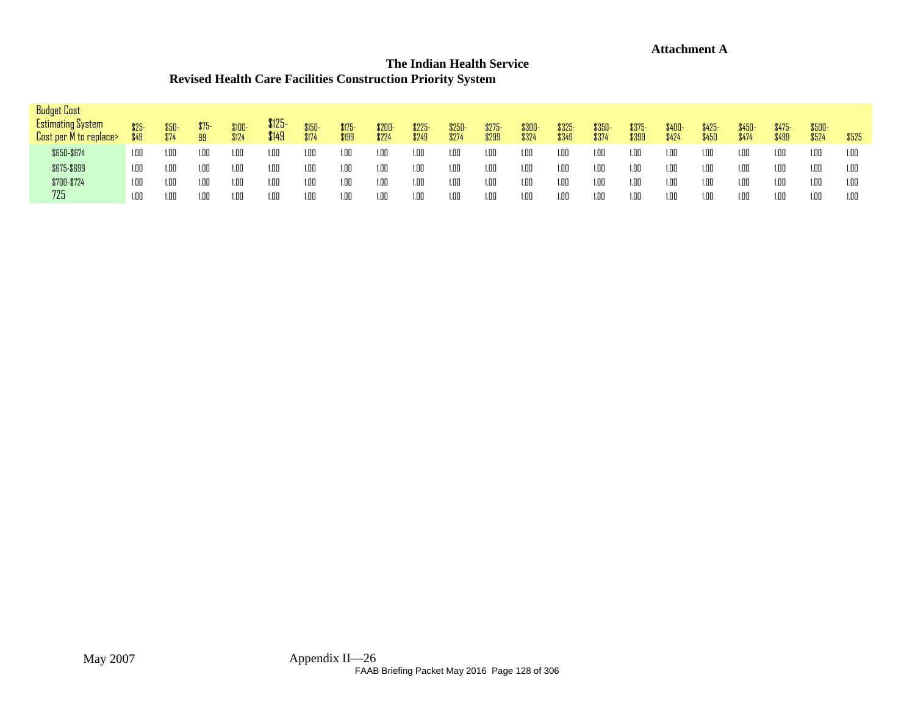**Attachment A**

**The Indian Health Service**

**Revised Health Care Facilities Construction Priority System**

| Budget Cost Estimating System Cost per M to replace> | $25-$49 | $50-$74 | $75-99 | $100-$124 | $125-$149 | $150-$174 | $175-$199 | $200-$224 | $225-$249 | $250-$274 | $275-$299 | $300-$324 | $325-$349 | $350-$374 | $375-$399 | $400-$424 | $425-$450 | $450-$474 | $475-$499 | $500-$524 | $525 |
|---|---|---|---|---|---|---|---|---|---|---|---|---|---|---|---|---|---|---|---|---|---|
| $650-$674 | 1.00 | 1.00 | 1.00 | 1.00 | 1.00 | 1.00 | 1.00 | 1.00 | 1.00 | 1.00 | 1.00 | 1.00 | 1.00 | 1.00 | 1.00 | 1.00 | 1.00 | 1.00 | 1.00 | 1.00 | 1.00 |
| $675-$699 | 1.00 | 1.00 | 1.00 | 1.00 | 1.00 | 1.00 | 1.00 | 1.00 | 1.00 | 1.00 | 1.00 | 1.00 | 1.00 | 1.00 | 1.00 | 1.00 | 1.00 | 1.00 | 1.00 | 1.00 | 1.00 |
| $700-$724 | 1.00 | 1.00 | 1.00 | 1.00 | 1.00 | 1.00 | 1.00 | 1.00 | 1.00 | 1.00 | 1.00 | 1.00 | 1.00 | 1.00 | 1.00 | 1.00 | 1.00 | 1.00 | 1.00 | 1.00 | 1.00 |
| 725 | 1.00 | 1.00 | 1.00 | 1.00 | 1.00 | 1.00 | 1.00 | 1.00 | 1.00 | 1.00 | 1.00 | 1.00 | 1.00 | 1.00 | 1.00 | 1.00 | 1.00 | 1.00 | 1.00 | 1.00 | 1.00 |

May 2007 Appendix II—26